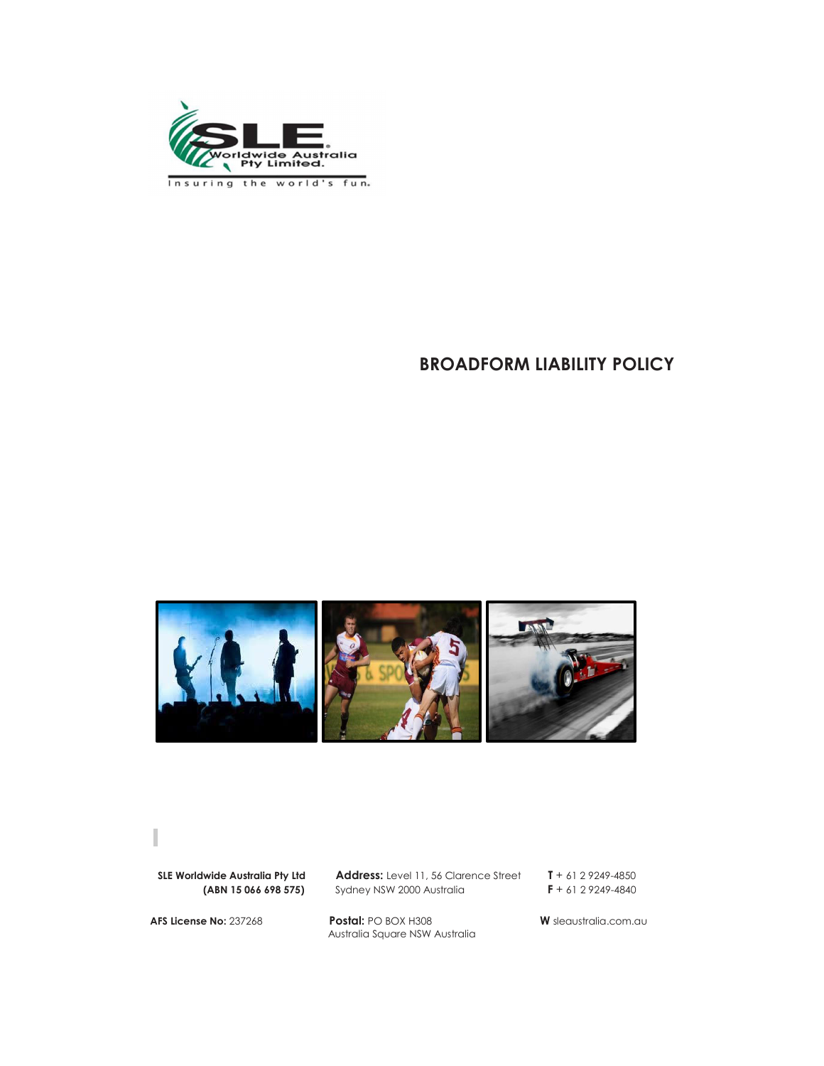# BROADFORM LIABILITY POLICY

**SLE Worldwide Australia Pty Ltd**
**(ABN 15 066 698 575)**

**Address:** Level 11, 56 Clarence Street
Sydney NSW 2000 Australia

**T** + 61 2 9249-4850
**F** + 61 2 9249-4840

**AFS License No:** 237268

**Postal:** PO BOX H308
Australia Square NSW Australia

**W** sleaustralia.com.au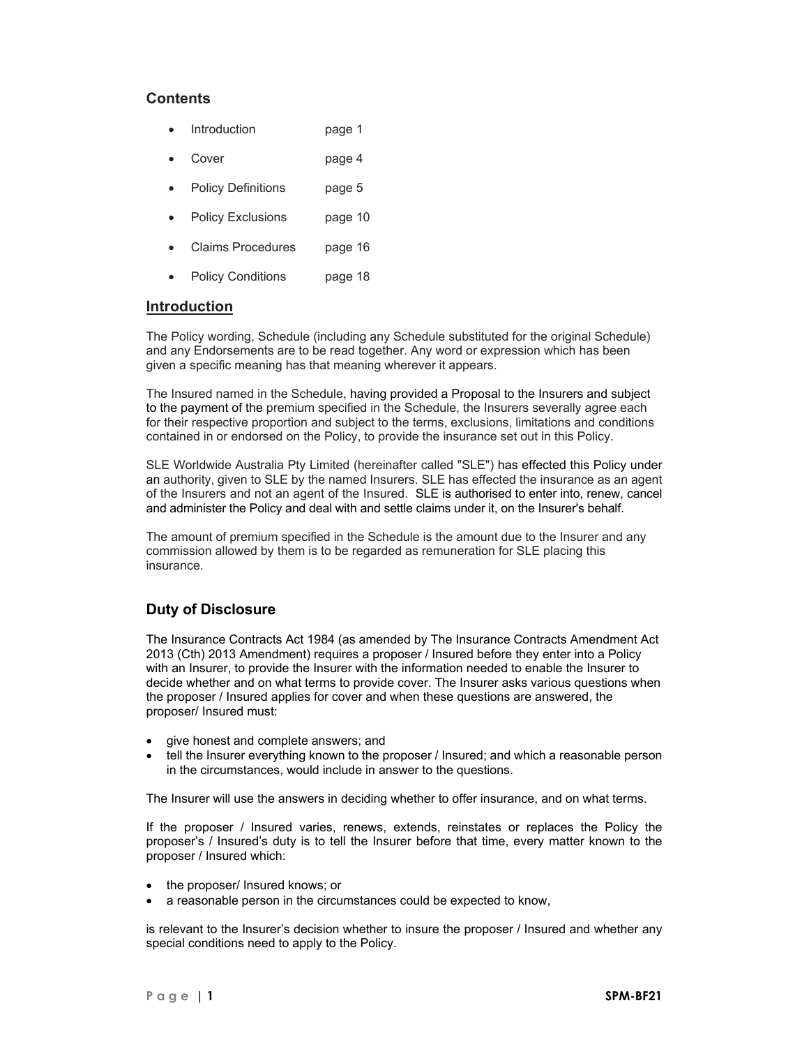## Contents

- Introduction page 1
- Cover page 4
- Policy Definitions page 5
- Policy Exclusions page 10
- Claims Procedures page 16
- Policy Conditions page 18

## Introduction

The Policy wording, Schedule (including any Schedule substituted for the original Schedule) and any Endorsements are to be read together. Any word or expression which has been given a specific meaning has that meaning wherever it appears.

The Insured named in the Schedule, having provided a Proposal to the Insurers and subject to the payment of the premium specified in the Schedule, the Insurers severally agree each for their respective proportion and subject to the terms, exclusions, limitations and conditions contained in or endorsed on the Policy, to provide the insurance set out in this Policy.

SLE Worldwide Australia Pty Limited (hereinafter called "SLE") has effected this Policy under an authority, given to SLE by the named Insurers. SLE has effected the insurance as an agent of the Insurers and not an agent of the Insured. SLE is authorised to enter into, renew, cancel and administer the Policy and deal with and settle claims under it, on the Insurer's behalf.

The amount of premium specified in the Schedule is the amount due to the Insurer and any commission allowed by them is to be regarded as remuneration for SLE placing this insurance.

## Duty of Disclosure

The Insurance Contracts Act 1984 (as amended by The Insurance Contracts Amendment Act 2013 (Cth) 2013 Amendment) requires a proposer / Insured before they enter into a Policy with an Insurer, to provide the Insurer with the information needed to enable the Insurer to decide whether and on what terms to provide cover. The Insurer asks various questions when the proposer / Insured applies for cover and when these questions are answered, the proposer/ Insured must:

- give honest and complete answers; and
- tell the Insurer everything known to the proposer / Insured; and which a reasonable person in the circumstances, would include in answer to the questions.

The Insurer will use the answers in deciding whether to offer insurance, and on what terms.

If the proposer / Insured varies, renews, extends, reinstates or replaces the Policy the proposer's / Insured's duty is to tell the Insurer before that time, every matter known to the proposer / Insured which:

- the proposer/ Insured knows; or
- a reasonable person in the circumstances could be expected to know,

is relevant to the Insurer's decision whether to insure the proposer / Insured and whether any special conditions need to apply to the Policy.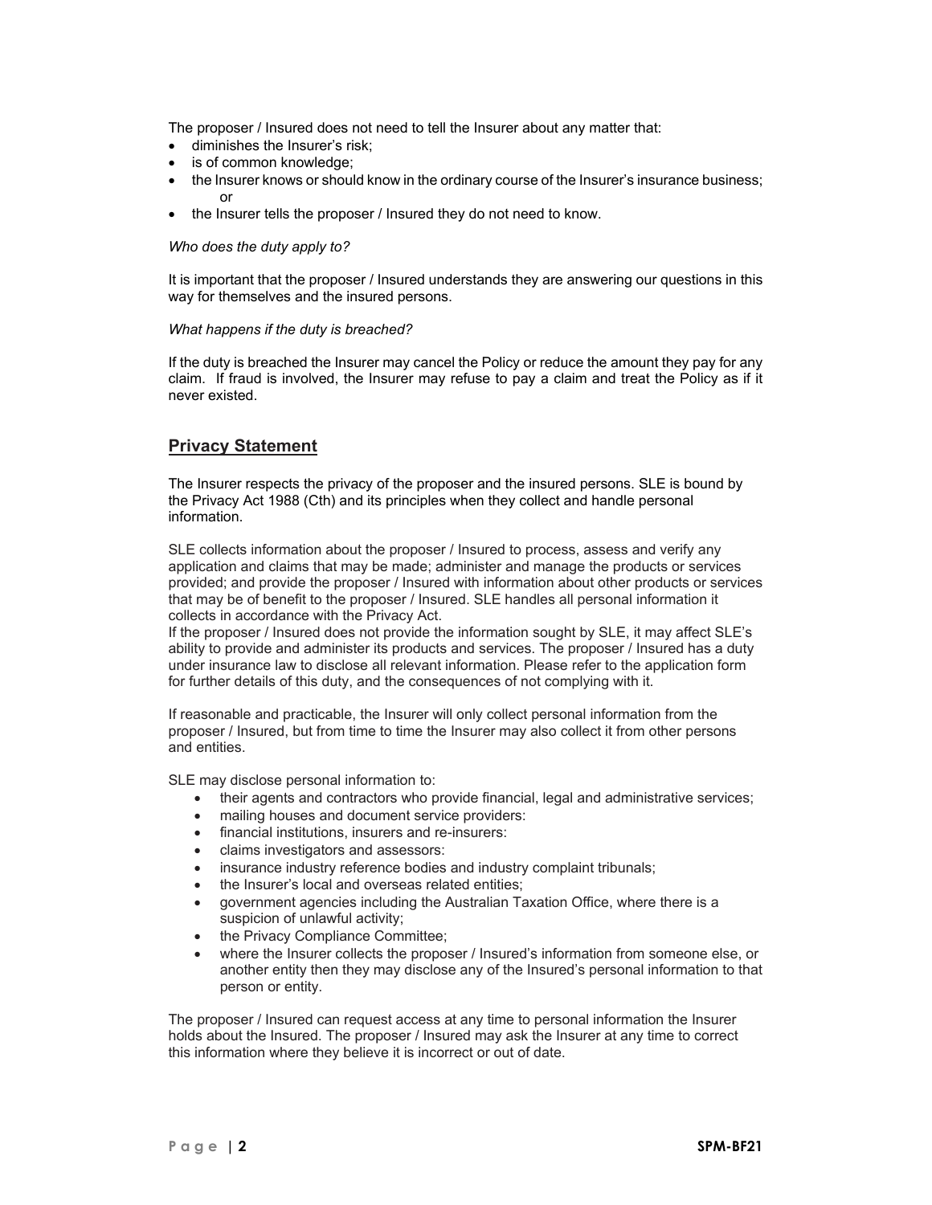The proposer / Insured does not need to tell the Insurer about any matter that:

- diminishes the Insurer's risk;
- is of common knowledge;
- the Insurer knows or should know in the ordinary course of the Insurer's insurance business; or
- the Insurer tells the proposer / Insured they do not need to know.

*Who does the duty apply to?*

It is important that the proposer / Insured understands they are answering our questions in this way for themselves and the insured persons.

*What happens if the duty is breached?*

If the duty is breached the Insurer may cancel the Policy or reduce the amount they pay for any claim. If fraud is involved, the Insurer may refuse to pay a claim and treat the Policy as if it never existed.

## Privacy Statement

The Insurer respects the privacy of the proposer and the insured persons. SLE is bound by the Privacy Act 1988 (Cth) and its principles when they collect and handle personal information.

SLE collects information about the proposer / Insured to process, assess and verify any application and claims that may be made; administer and manage the products or services provided; and provide the proposer / Insured with information about other products or services that may be of benefit to the proposer / Insured. SLE handles all personal information it collects in accordance with the Privacy Act.
If the proposer / Insured does not provide the information sought by SLE, it may affect SLE's ability to provide and administer its products and services. The proposer / Insured has a duty under insurance law to disclose all relevant information. Please refer to the application form for further details of this duty, and the consequences of not complying with it.

If reasonable and practicable, the Insurer will only collect personal information from the proposer / Insured, but from time to time the Insurer may also collect it from other persons and entities.

SLE may disclose personal information to:

- their agents and contractors who provide financial, legal and administrative services;
- mailing houses and document service providers:
- financial institutions, insurers and re-insurers:
- claims investigators and assessors:
- insurance industry reference bodies and industry complaint tribunals;
- the Insurer's local and overseas related entities;
- government agencies including the Australian Taxation Office, where there is a suspicion of unlawful activity;
- the Privacy Compliance Committee;
- where the Insurer collects the proposer / Insured's information from someone else, or another entity then they may disclose any of the Insured's personal information to that person or entity.

The proposer / Insured can request access at any time to personal information the Insurer holds about the Insured. The proposer / Insured may ask the Insurer at any time to correct this information where they believe it is incorrect or out of date.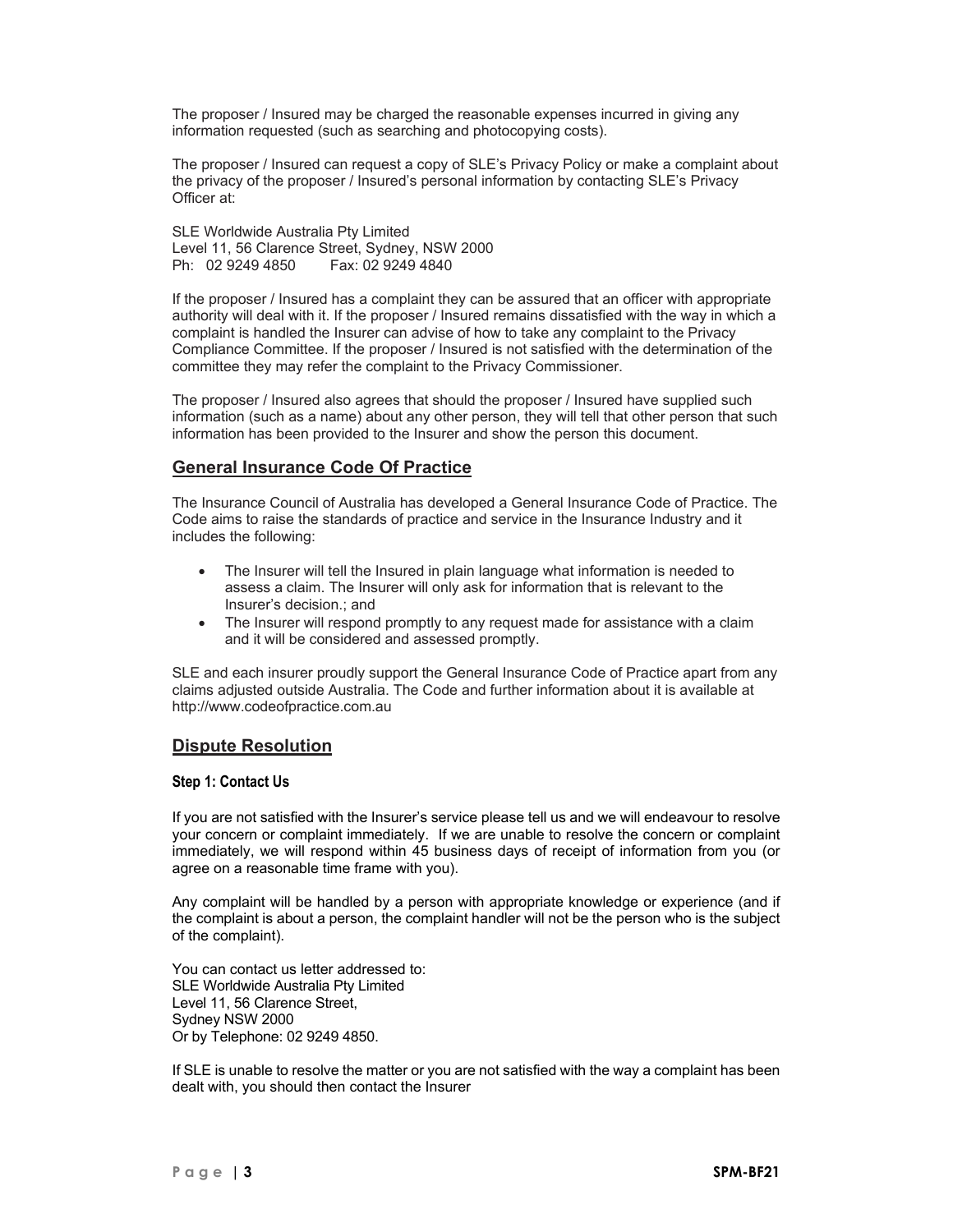The proposer / Insured may be charged the reasonable expenses incurred in giving any information requested (such as searching and photocopying costs).

The proposer / Insured can request a copy of SLE's Privacy Policy or make a complaint about the privacy of the proposer / Insured's personal information by contacting SLE's Privacy Officer at:

SLE Worldwide Australia Pty Limited
Level 11, 56 Clarence Street, Sydney, NSW 2000
Ph: 02 9249 4850 Fax: 02 9249 4840

If the proposer / Insured has a complaint they can be assured that an officer with appropriate authority will deal with it. If the proposer / Insured remains dissatisfied with the way in which a complaint is handled the Insurer can advise of how to take any complaint to the Privacy Compliance Committee. If the proposer / Insured is not satisfied with the determination of the committee they may refer the complaint to the Privacy Commissioner.

The proposer / Insured also agrees that should the proposer / Insured have supplied such information (such as a name) about any other person, they will tell that other person that such information has been provided to the Insurer and show the person this document.

## General Insurance Code Of Practice

The Insurance Council of Australia has developed a General Insurance Code of Practice. The Code aims to raise the standards of practice and service in the Insurance Industry and it includes the following:

- The Insurer will tell the Insured in plain language what information is needed to assess a claim. The Insurer will only ask for information that is relevant to the Insurer's decision.; and
- The Insurer will respond promptly to any request made for assistance with a claim and it will be considered and assessed promptly.

SLE and each insurer proudly support the General Insurance Code of Practice apart from any claims adjusted outside Australia. The Code and further information about it is available at http://www.codeofpractice.com.au

## Dispute Resolution

### Step 1: Contact Us

If you are not satisfied with the Insurer's service please tell us and we will endeavour to resolve your concern or complaint immediately. If we are unable to resolve the concern or complaint immediately, we will respond within 45 business days of receipt of information from you (or agree on a reasonable time frame with you).

Any complaint will be handled by a person with appropriate knowledge or experience (and if the complaint is about a person, the complaint handler will not be the person who is the subject of the complaint).

You can contact us letter addressed to:
SLE Worldwide Australia Pty Limited
Level 11, 56 Clarence Street,
Sydney NSW 2000
Or by Telephone: 02 9249 4850.

If SLE is unable to resolve the matter or you are not satisfied with the way a complaint has been dealt with, you should then contact the Insurer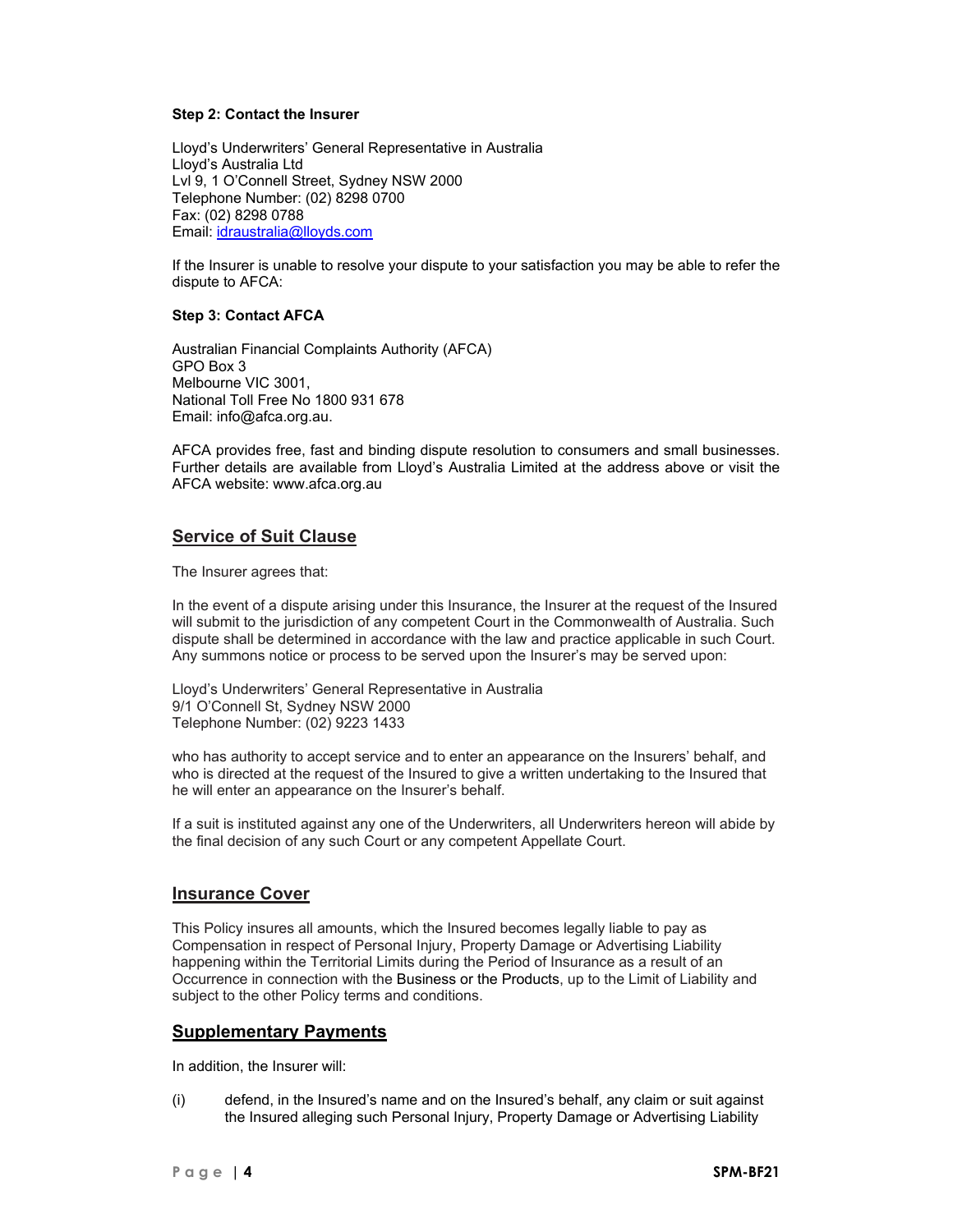**Step 2: Contact the Insurer**

Lloyd's Underwriters' General Representative in Australia
Lloyd's Australia Ltd
Lvl 9, 1 O'Connell Street, Sydney NSW 2000
Telephone Number: (02) 8298 0700
Fax: (02) 8298 0788
Email: idraustralia@lloyds.com

If the Insurer is unable to resolve your dispute to your satisfaction you may be able to refer the dispute to AFCA:

**Step 3: Contact AFCA**

Australian Financial Complaints Authority (AFCA)
GPO Box 3
Melbourne VIC 3001,
National Toll Free No 1800 931 678
Email: info@afca.org.au.

AFCA provides free, fast and binding dispute resolution to consumers and small businesses. Further details are available from Lloyd's Australia Limited at the address above or visit the AFCA website: www.afca.org.au

## Service of Suit Clause

The Insurer agrees that:

In the event of a dispute arising under this Insurance, the Insurer at the request of the Insured will submit to the jurisdiction of any competent Court in the Commonwealth of Australia. Such dispute shall be determined in accordance with the law and practice applicable in such Court. Any summons notice or process to be served upon the Insurer's may be served upon:

Lloyd's Underwriters' General Representative in Australia
9/1 O'Connell St, Sydney NSW 2000
Telephone Number: (02) 9223 1433

who has authority to accept service and to enter an appearance on the Insurers' behalf, and who is directed at the request of the Insured to give a written undertaking to the Insured that he will enter an appearance on the Insurer's behalf.

If a suit is instituted against any one of the Underwriters, all Underwriters hereon will abide by the final decision of any such Court or any competent Appellate Court.

## Insurance Cover

This Policy insures all amounts, which the Insured becomes legally liable to pay as Compensation in respect of Personal Injury, Property Damage or Advertising Liability happening within the Territorial Limits during the Period of Insurance as a result of an Occurrence in connection with the Business or the Products, up to the Limit of Liability and subject to the other Policy terms and conditions.

## Supplementary Payments

In addition, the Insurer will:

(i) defend, in the Insured's name and on the Insured's behalf, any claim or suit against the Insured alleging such Personal Injury, Property Damage or Advertising Liability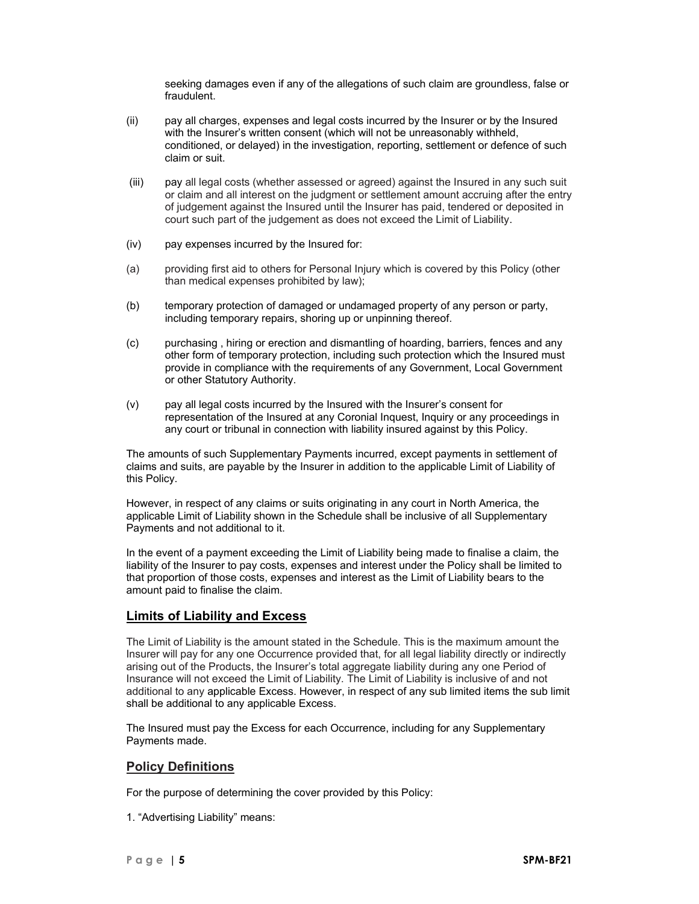seeking damages even if any of the allegations of such claim are groundless, false or fraudulent.

(ii) pay all charges, expenses and legal costs incurred by the Insurer or by the Insured with the Insurer's written consent (which will not be unreasonably withheld, conditioned, or delayed) in the investigation, reporting, settlement or defence of such claim or suit.

(iii) pay all legal costs (whether assessed or agreed) against the Insured in any such suit or claim and all interest on the judgment or settlement amount accruing after the entry of judgement against the Insured until the Insurer has paid, tendered or deposited in court such part of the judgement as does not exceed the Limit of Liability.

(iv) pay expenses incurred by the Insured for:

(a) providing first aid to others for Personal Injury which is covered by this Policy (other than medical expenses prohibited by law);

(b) temporary protection of damaged or undamaged property of any person or party, including temporary repairs, shoring up or unpinning thereof.

(c) purchasing , hiring or erection and dismantling of hoarding, barriers, fences and any other form of temporary protection, including such protection which the Insured must provide in compliance with the requirements of any Government, Local Government or other Statutory Authority.

(v) pay all legal costs incurred by the Insured with the Insurer's consent for representation of the Insured at any Coronial Inquest, Inquiry or any proceedings in any court or tribunal in connection with liability insured against by this Policy.

The amounts of such Supplementary Payments incurred, except payments in settlement of claims and suits, are payable by the Insurer in addition to the applicable Limit of Liability of this Policy.

However, in respect of any claims or suits originating in any court in North America, the applicable Limit of Liability shown in the Schedule shall be inclusive of all Supplementary Payments and not additional to it.

In the event of a payment exceeding the Limit of Liability being made to finalise a claim, the liability of the Insurer to pay costs, expenses and interest under the Policy shall be limited to that proportion of those costs, expenses and interest as the Limit of Liability bears to the amount paid to finalise the claim.

## Limits of Liability and Excess

The Limit of Liability is the amount stated in the Schedule. This is the maximum amount the Insurer will pay for any one Occurrence provided that, for all legal liability directly or indirectly arising out of the Products, the Insurer's total aggregate liability during any one Period of Insurance will not exceed the Limit of Liability. The Limit of Liability is inclusive of and not additional to any applicable Excess. However, in respect of any sub limited items the sub limit shall be additional to any applicable Excess.

The Insured must pay the Excess for each Occurrence, including for any Supplementary Payments made.

## Policy Definitions

For the purpose of determining the cover provided by this Policy:

1. "Advertising Liability" means: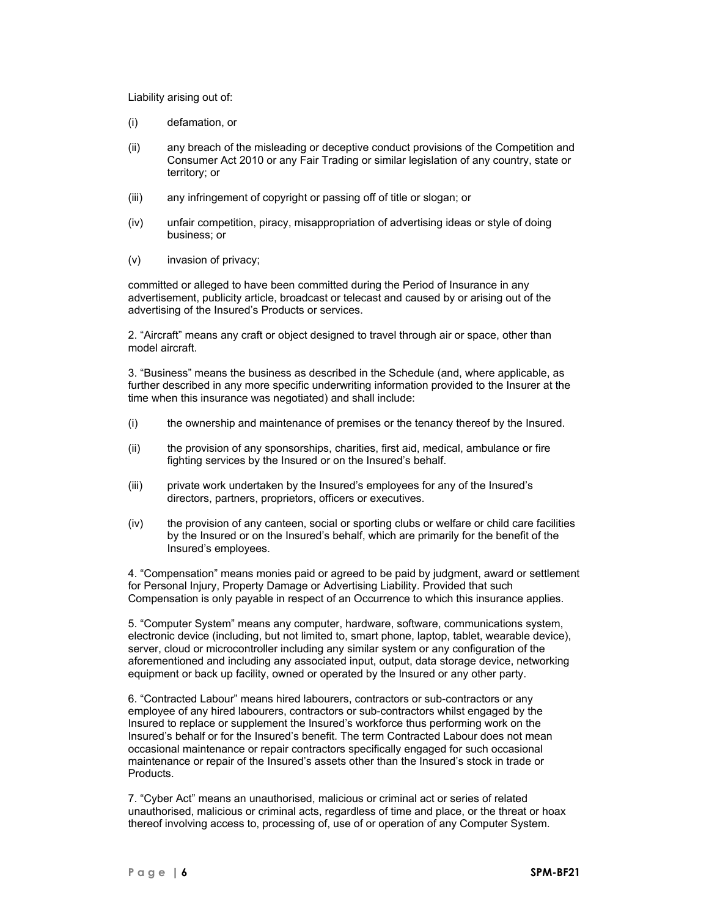Liability arising out of:

(i) defamation, or

(ii) any breach of the misleading or deceptive conduct provisions of the Competition and Consumer Act 2010 or any Fair Trading or similar legislation of any country, state or territory; or

(iii) any infringement of copyright or passing off of title or slogan; or

(iv) unfair competition, piracy, misappropriation of advertising ideas or style of doing business; or

(v) invasion of privacy;

committed or alleged to have been committed during the Period of Insurance in any advertisement, publicity article, broadcast or telecast and caused by or arising out of the advertising of the Insured's Products or services.

2. "Aircraft" means any craft or object designed to travel through air or space, other than model aircraft.

3. "Business" means the business as described in the Schedule (and, where applicable, as further described in any more specific underwriting information provided to the Insurer at the time when this insurance was negotiated) and shall include:

(i) the ownership and maintenance of premises or the tenancy thereof by the Insured.

(ii) the provision of any sponsorships, charities, first aid, medical, ambulance or fire fighting services by the Insured or on the Insured's behalf.

(iii) private work undertaken by the Insured's employees for any of the Insured's directors, partners, proprietors, officers or executives.

(iv) the provision of any canteen, social or sporting clubs or welfare or child care facilities by the Insured or on the Insured's behalf, which are primarily for the benefit of the Insured's employees.

4. "Compensation" means monies paid or agreed to be paid by judgment, award or settlement for Personal Injury, Property Damage or Advertising Liability. Provided that such Compensation is only payable in respect of an Occurrence to which this insurance applies.

5. "Computer System" means any computer, hardware, software, communications system, electronic device (including, but not limited to, smart phone, laptop, tablet, wearable device), server, cloud or microcontroller including any similar system or any configuration of the aforementioned and including any associated input, output, data storage device, networking equipment or back up facility, owned or operated by the Insured or any other party.

6. "Contracted Labour" means hired labourers, contractors or sub-contractors or any employee of any hired labourers, contractors or sub-contractors whilst engaged by the Insured to replace or supplement the Insured's workforce thus performing work on the Insured's behalf or for the Insured's benefit. The term Contracted Labour does not mean occasional maintenance or repair contractors specifically engaged for such occasional maintenance or repair of the Insured's assets other than the Insured's stock in trade or Products.

7. "Cyber Act" means an unauthorised, malicious or criminal act or series of related unauthorised, malicious or criminal acts, regardless of time and place, or the threat or hoax thereof involving access to, processing of, use of or operation of any Computer System.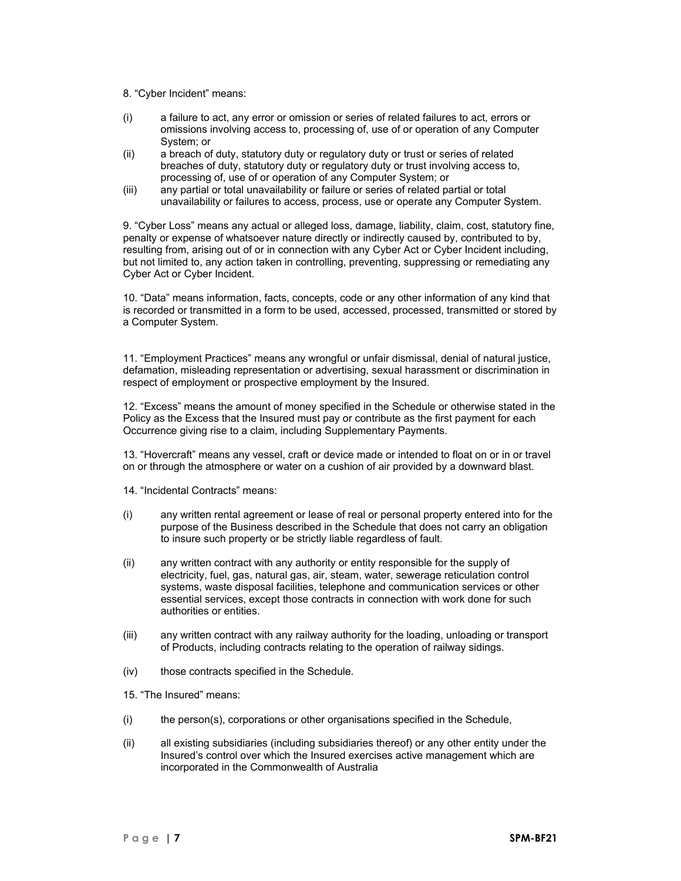8. "Cyber Incident" means:

(i) a failure to act, any error or omission or series of related failures to act, errors or omissions involving access to, processing of, use of or operation of any Computer System; or

(ii) a breach of duty, statutory duty or regulatory duty or trust or series of related breaches of duty, statutory duty or regulatory duty or trust involving access to, processing of, use of or operation of any Computer System; or

(iii) any partial or total unavailability or failure or series of related partial or total unavailability or failures to access, process, use or operate any Computer System.

9. "Cyber Loss" means any actual or alleged loss, damage, liability, claim, cost, statutory fine, penalty or expense of whatsoever nature directly or indirectly caused by, contributed to by, resulting from, arising out of or in connection with any Cyber Act or Cyber Incident including, but not limited to, any action taken in controlling, preventing, suppressing or remediating any Cyber Act or Cyber Incident.

10. "Data" means information, facts, concepts, code or any other information of any kind that is recorded or transmitted in a form to be used, accessed, processed, transmitted or stored by a Computer System.

11. "Employment Practices" means any wrongful or unfair dismissal, denial of natural justice, defamation, misleading representation or advertising, sexual harassment or discrimination in respect of employment or prospective employment by the Insured.

12. "Excess" means the amount of money specified in the Schedule or otherwise stated in the Policy as the Excess that the Insured must pay or contribute as the first payment for each Occurrence giving rise to a claim, including Supplementary Payments.

13. "Hovercraft" means any vessel, craft or device made or intended to float on or in or travel on or through the atmosphere or water on a cushion of air provided by a downward blast.

14. "Incidental Contracts" means:

(i) any written rental agreement or lease of real or personal property entered into for the purpose of the Business described in the Schedule that does not carry an obligation to insure such property or be strictly liable regardless of fault.

(ii) any written contract with any authority or entity responsible for the supply of electricity, fuel, gas, natural gas, air, steam, water, sewerage reticulation control systems, waste disposal facilities, telephone and communication services or other essential services, except those contracts in connection with work done for such authorities or entities.

(iii) any written contract with any railway authority for the loading, unloading or transport of Products, including contracts relating to the operation of railway sidings.

(iv) those contracts specified in the Schedule.

15. "The Insured" means:

(i) the person(s), corporations or other organisations specified in the Schedule,

(ii) all existing subsidiaries (including subsidiaries thereof) or any other entity under the Insured's control over which the Insured exercises active management which are incorporated in the Commonwealth of Australia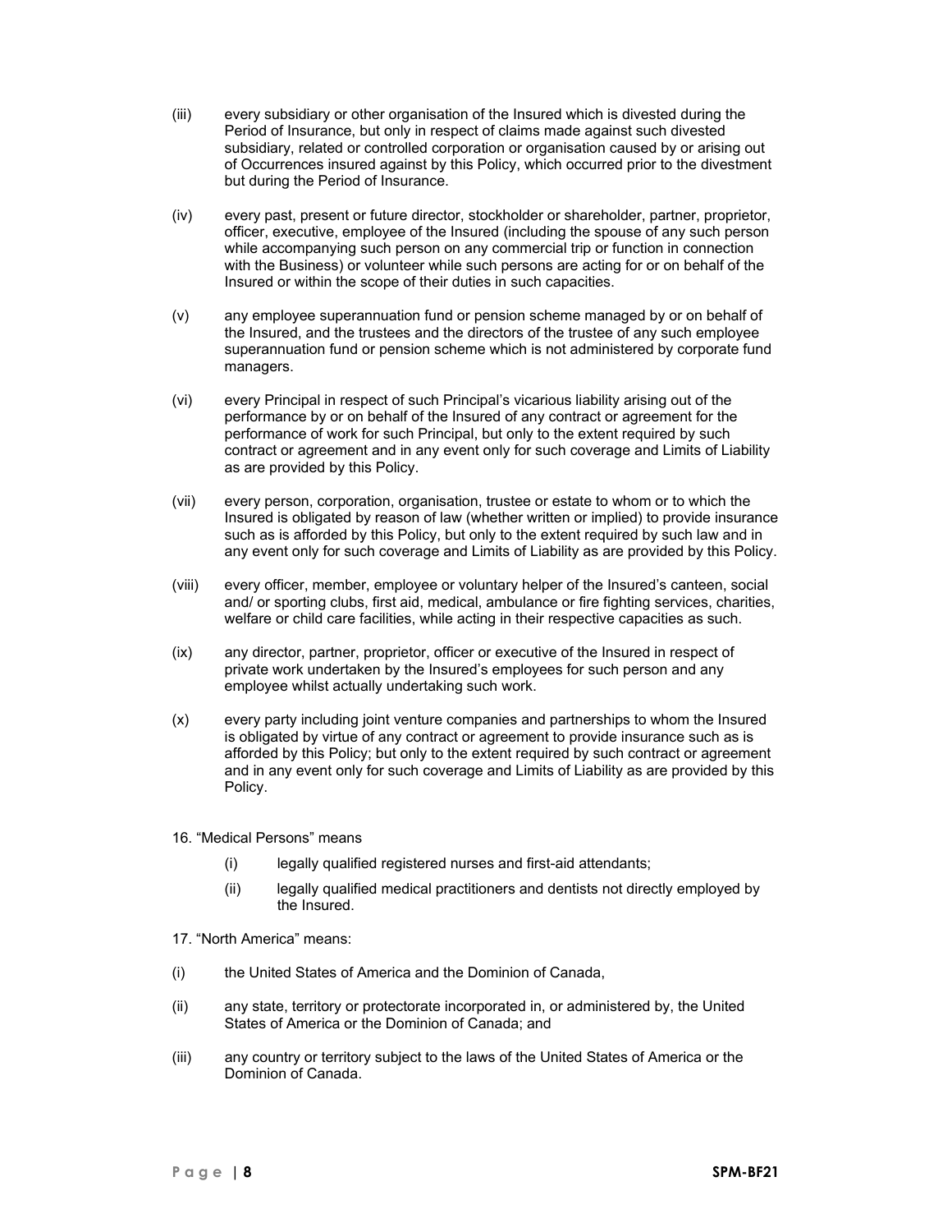(iii) every subsidiary or other organisation of the Insured which is divested during the Period of Insurance, but only in respect of claims made against such divested subsidiary, related or controlled corporation or organisation caused by or arising out of Occurrences insured against by this Policy, which occurred prior to the divestment but during the Period of Insurance.

(iv) every past, present or future director, stockholder or shareholder, partner, proprietor, officer, executive, employee of the Insured (including the spouse of any such person while accompanying such person on any commercial trip or function in connection with the Business) or volunteer while such persons are acting for or on behalf of the Insured or within the scope of their duties in such capacities.

(v) any employee superannuation fund or pension scheme managed by or on behalf of the Insured, and the trustees and the directors of the trustee of any such employee superannuation fund or pension scheme which is not administered by corporate fund managers.

(vi) every Principal in respect of such Principal's vicarious liability arising out of the performance by or on behalf of the Insured of any contract or agreement for the performance of work for such Principal, but only to the extent required by such contract or agreement and in any event only for such coverage and Limits of Liability as are provided by this Policy.

(vii) every person, corporation, organisation, trustee or estate to whom or to which the Insured is obligated by reason of law (whether written or implied) to provide insurance such as is afforded by this Policy, but only to the extent required by such law and in any event only for such coverage and Limits of Liability as are provided by this Policy.

(viii) every officer, member, employee or voluntary helper of the Insured's canteen, social and/ or sporting clubs, first aid, medical, ambulance or fire fighting services, charities, welfare or child care facilities, while acting in their respective capacities as such.

(ix) any director, partner, proprietor, officer or executive of the Insured in respect of private work undertaken by the Insured's employees for such person and any employee whilst actually undertaking such work.

(x) every party including joint venture companies and partnerships to whom the Insured is obligated by virtue of any contract or agreement to provide insurance such as is afforded by this Policy; but only to the extent required by such contract or agreement and in any event only for such coverage and Limits of Liability as are provided by this Policy.

16. "Medical Persons" means

(i) legally qualified registered nurses and first-aid attendants;

(ii) legally qualified medical practitioners and dentists not directly employed by the Insured.

17. "North America" means:

(i) the United States of America and the Dominion of Canada,

(ii) any state, territory or protectorate incorporated in, or administered by, the United States of America or the Dominion of Canada; and

(iii) any country or territory subject to the laws of the United States of America or the Dominion of Canada.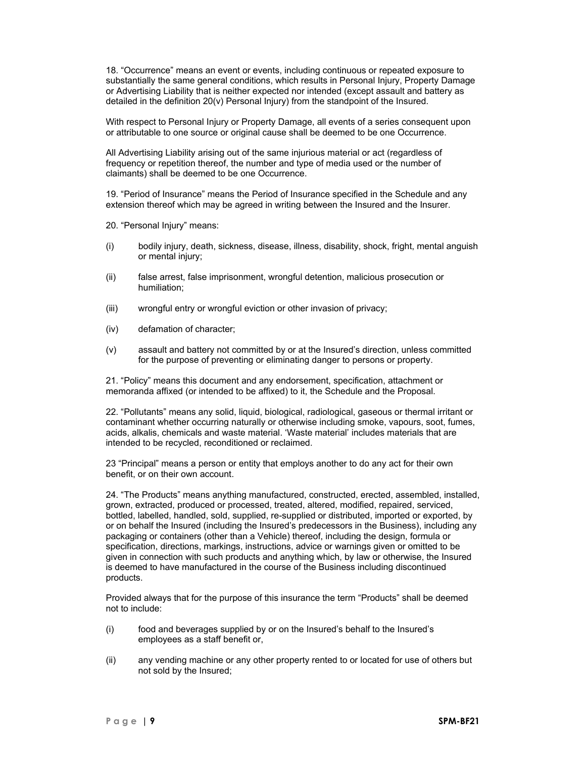18. “Occurrence” means an event or events, including continuous or repeated exposure to substantially the same general conditions, which results in Personal Injury, Property Damage or Advertising Liability that is neither expected nor intended (except assault and battery as detailed in the definition 20(v) Personal Injury) from the standpoint of the Insured.

With respect to Personal Injury or Property Damage, all events of a series consequent upon or attributable to one source or original cause shall be deemed to be one Occurrence.

All Advertising Liability arising out of the same injurious material or act (regardless of frequency or repetition thereof, the number and type of media used or the number of claimants) shall be deemed to be one Occurrence.

19. “Period of Insurance” means the Period of Insurance specified in the Schedule and any extension thereof which may be agreed in writing between the Insured and the Insurer.

20. “Personal Injury” means:

(i) bodily injury, death, sickness, disease, illness, disability, shock, fright, mental anguish or mental injury;

(ii) false arrest, false imprisonment, wrongful detention, malicious prosecution or humiliation;

(iii) wrongful entry or wrongful eviction or other invasion of privacy;

(iv) defamation of character;

(v) assault and battery not committed by or at the Insured’s direction, unless committed for the purpose of preventing or eliminating danger to persons or property.

21. “Policy” means this document and any endorsement, specification, attachment or memoranda affixed (or intended to be affixed) to it, the Schedule and the Proposal.

22. “Pollutants” means any solid, liquid, biological, radiological, gaseous or thermal irritant or contaminant whether occurring naturally or otherwise including smoke, vapours, soot, fumes, acids, alkalis, chemicals and waste material. ‘Waste material’ includes materials that are intended to be recycled, reconditioned or reclaimed.

23 “Principal” means a person or entity that employs another to do any act for their own benefit, or on their own account.

24. “The Products” means anything manufactured, constructed, erected, assembled, installed, grown, extracted, produced or processed, treated, altered, modified, repaired, serviced, bottled, labelled, handled, sold, supplied, re-supplied or distributed, imported or exported, by or on behalf the Insured (including the Insured’s predecessors in the Business), including any packaging or containers (other than a Vehicle) thereof, including the design, formula or specification, directions, markings, instructions, advice or warnings given or omitted to be given in connection with such products and anything which, by law or otherwise, the Insured is deemed to have manufactured in the course of the Business including discontinued products.

Provided always that for the purpose of this insurance the term “Products” shall be deemed not to include:

(i) food and beverages supplied by or on the Insured’s behalf to the Insured’s employees as a staff benefit or,

(ii) any vending machine or any other property rented to or located for use of others but not sold by the Insured;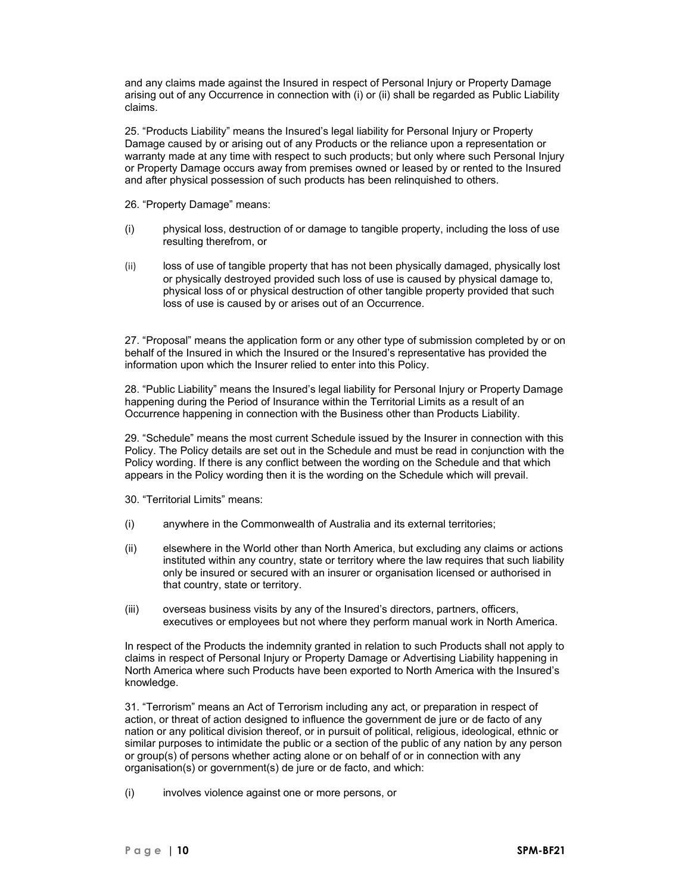and any claims made against the Insured in respect of Personal Injury or Property Damage arising out of any Occurrence in connection with (i) or (ii) shall be regarded as Public Liability claims.

25. "Products Liability" means the Insured's legal liability for Personal Injury or Property Damage caused by or arising out of any Products or the reliance upon a representation or warranty made at any time with respect to such products; but only where such Personal Injury or Property Damage occurs away from premises owned or leased by or rented to the Insured and after physical possession of such products has been relinquished to others.

26. "Property Damage" means:

(i) physical loss, destruction of or damage to tangible property, including the loss of use resulting therefrom, or

(ii) loss of use of tangible property that has not been physically damaged, physically lost or physically destroyed provided such loss of use is caused by physical damage to, physical loss of or physical destruction of other tangible property provided that such loss of use is caused by or arises out of an Occurrence.

27. "Proposal" means the application form or any other type of submission completed by or on behalf of the Insured in which the Insured or the Insured's representative has provided the information upon which the Insurer relied to enter into this Policy.

28. "Public Liability" means the Insured's legal liability for Personal Injury or Property Damage happening during the Period of Insurance within the Territorial Limits as a result of an Occurrence happening in connection with the Business other than Products Liability.

29. "Schedule" means the most current Schedule issued by the Insurer in connection with this Policy. The Policy details are set out in the Schedule and must be read in conjunction with the Policy wording. If there is any conflict between the wording on the Schedule and that which appears in the Policy wording then it is the wording on the Schedule which will prevail.

30. "Territorial Limits" means:

(i) anywhere in the Commonwealth of Australia and its external territories;

(ii) elsewhere in the World other than North America, but excluding any claims or actions instituted within any country, state or territory where the law requires that such liability only be insured or secured with an insurer or organisation licensed or authorised in that country, state or territory.

(iii) overseas business visits by any of the Insured's directors, partners, officers, executives or employees but not where they perform manual work in North America.

In respect of the Products the indemnity granted in relation to such Products shall not apply to claims in respect of Personal Injury or Property Damage or Advertising Liability happening in North America where such Products have been exported to North America with the Insured's knowledge.

31. "Terrorism" means an Act of Terrorism including any act, or preparation in respect of action, or threat of action designed to influence the government de jure or de facto of any nation or any political division thereof, or in pursuit of political, religious, ideological, ethnic or similar purposes to intimidate the public or a section of the public of any nation by any person or group(s) of persons whether acting alone or on behalf of or in connection with any organisation(s) or government(s) de jure or de facto, and which:

(i) involves violence against one or more persons, or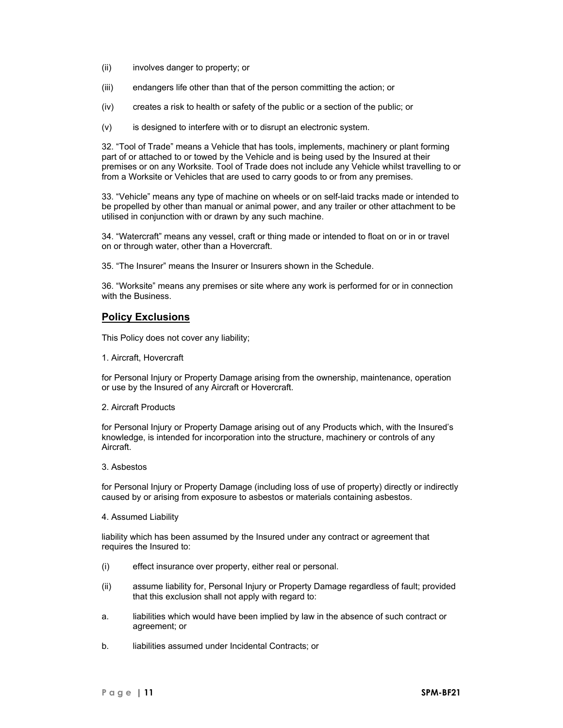(ii) involves danger to property; or

(iii) endangers life other than that of the person committing the action; or

(iv) creates a risk to health or safety of the public or a section of the public; or

(v) is designed to interfere with or to disrupt an electronic system.

32. “Tool of Trade” means a Vehicle that has tools, implements, machinery or plant forming part of or attached to or towed by the Vehicle and is being used by the Insured at their premises or on any Worksite. Tool of Trade does not include any Vehicle whilst travelling to or from a Worksite or Vehicles that are used to carry goods to or from any premises.

33. “Vehicle” means any type of machine on wheels or on self-laid tracks made or intended to be propelled by other than manual or animal power, and any trailer or other attachment to be utilised in conjunction with or drawn by any such machine.

34. “Watercraft” means any vessel, craft or thing made or intended to float on or in or travel on or through water, other than a Hovercraft.

35. “The Insurer” means the Insurer or Insurers shown in the Schedule.

36. “Worksite” means any premises or site where any work is performed for or in connection with the Business.

## Policy Exclusions

This Policy does not cover any liability;

1. Aircraft, Hovercraft

for Personal Injury or Property Damage arising from the ownership, maintenance, operation or use by the Insured of any Aircraft or Hovercraft.

2. Aircraft Products

for Personal Injury or Property Damage arising out of any Products which, with the Insured’s knowledge, is intended for incorporation into the structure, machinery or controls of any Aircraft.

3. Asbestos

for Personal Injury or Property Damage (including loss of use of property) directly or indirectly caused by or arising from exposure to asbestos or materials containing asbestos.

4. Assumed Liability

liability which has been assumed by the Insured under any contract or agreement that requires the Insured to:

(i) effect insurance over property, either real or personal.

(ii) assume liability for, Personal Injury or Property Damage regardless of fault; provided that this exclusion shall not apply with regard to:

a. liabilities which would have been implied by law in the absence of such contract or agreement; or

b. liabilities assumed under Incidental Contracts; or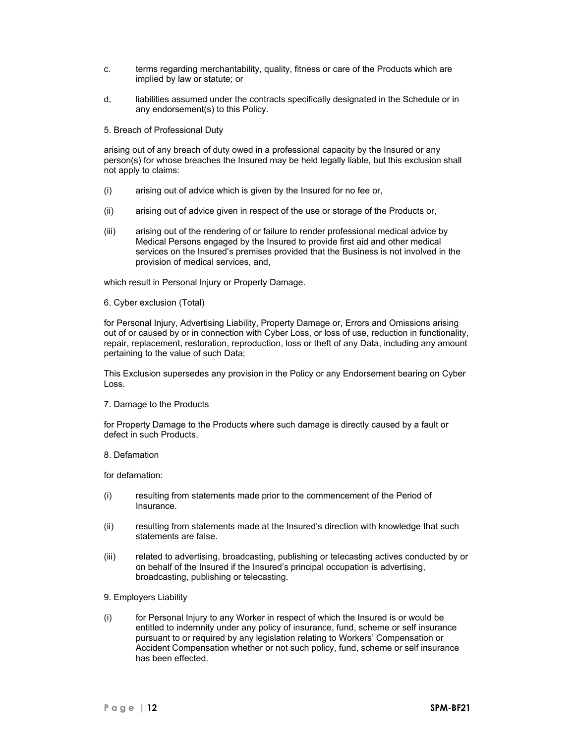c. terms regarding merchantability, quality, fitness or care of the Products which are implied by law or statute; or

d, liabilities assumed under the contracts specifically designated in the Schedule or in any endorsement(s) to this Policy.

5. Breach of Professional Duty

arising out of any breach of duty owed in a professional capacity by the Insured or any person(s) for whose breaches the Insured may be held legally liable, but this exclusion shall not apply to claims:

(i) arising out of advice which is given by the Insured for no fee or,

(ii) arising out of advice given in respect of the use or storage of the Products or,

(iii) arising out of the rendering of or failure to render professional medical advice by Medical Persons engaged by the Insured to provide first aid and other medical services on the Insured's premises provided that the Business is not involved in the provision of medical services, and,

which result in Personal Injury or Property Damage.

6. Cyber exclusion (Total)

for Personal Injury, Advertising Liability, Property Damage or, Errors and Omissions arising out of or caused by or in connection with Cyber Loss, or loss of use, reduction in functionality, repair, replacement, restoration, reproduction, loss or theft of any Data, including any amount pertaining to the value of such Data;

This Exclusion supersedes any provision in the Policy or any Endorsement bearing on Cyber Loss.

7. Damage to the Products

for Property Damage to the Products where such damage is directly caused by a fault or defect in such Products.

8. Defamation

for defamation:

(i) resulting from statements made prior to the commencement of the Period of Insurance.

(ii) resulting from statements made at the Insured's direction with knowledge that such statements are false.

(iii) related to advertising, broadcasting, publishing or telecasting actives conducted by or on behalf of the Insured if the Insured's principal occupation is advertising, broadcasting, publishing or telecasting.

9. Employers Liability

(i) for Personal Injury to any Worker in respect of which the Insured is or would be entitled to indemnity under any policy of insurance, fund, scheme or self insurance pursuant to or required by any legislation relating to Workers' Compensation or Accident Compensation whether or not such policy, fund, scheme or self insurance has been effected.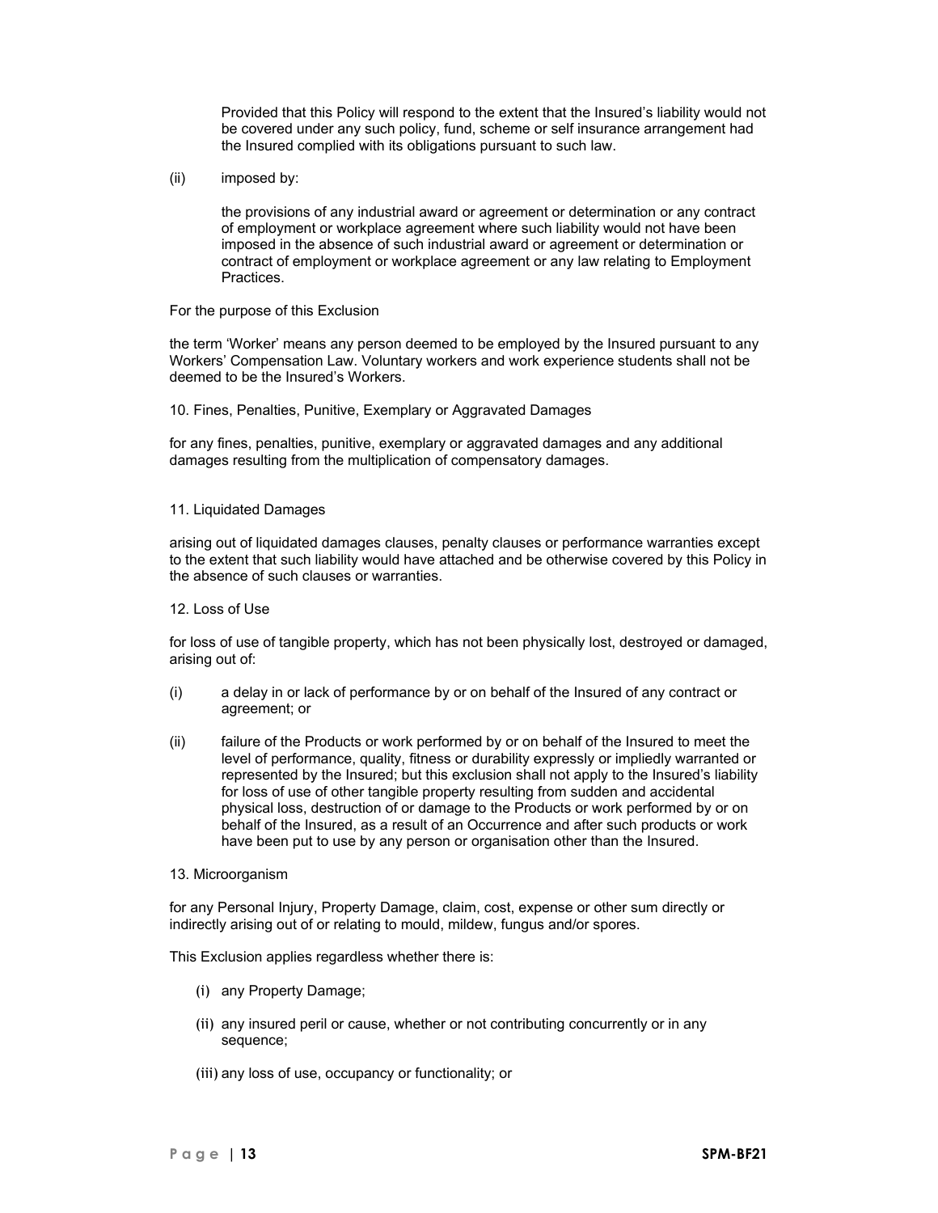Provided that this Policy will respond to the extent that the Insured's liability would not be covered under any such policy, fund, scheme or self insurance arrangement had the Insured complied with its obligations pursuant to such law.

(ii) imposed by:

the provisions of any industrial award or agreement or determination or any contract of employment or workplace agreement where such liability would not have been imposed in the absence of such industrial award or agreement or determination or contract of employment or workplace agreement or any law relating to Employment Practices.

For the purpose of this Exclusion

the term 'Worker' means any person deemed to be employed by the Insured pursuant to any Workers' Compensation Law. Voluntary workers and work experience students shall not be deemed to be the Insured's Workers.

10. Fines, Penalties, Punitive, Exemplary or Aggravated Damages

for any fines, penalties, punitive, exemplary or aggravated damages and any additional damages resulting from the multiplication of compensatory damages.

11. Liquidated Damages

arising out of liquidated damages clauses, penalty clauses or performance warranties except to the extent that such liability would have attached and be otherwise covered by this Policy in the absence of such clauses or warranties.

12. Loss of Use

for loss of use of tangible property, which has not been physically lost, destroyed or damaged, arising out of:

(i) a delay in or lack of performance by or on behalf of the Insured of any contract or agreement; or

(ii) failure of the Products or work performed by or on behalf of the Insured to meet the level of performance, quality, fitness or durability expressly or impliedly warranted or represented by the Insured; but this exclusion shall not apply to the Insured's liability for loss of use of other tangible property resulting from sudden and accidental physical loss, destruction of or damage to the Products or work performed by or on behalf of the Insured, as a result of an Occurrence and after such products or work have been put to use by any person or organisation other than the Insured.

13. Microorganism

for any Personal Injury, Property Damage, claim, cost, expense or other sum directly or indirectly arising out of or relating to mould, mildew, fungus and/or spores.

This Exclusion applies regardless whether there is:

(i) any Property Damage;

(ii) any insured peril or cause, whether or not contributing concurrently or in any sequence;

(iii) any loss of use, occupancy or functionality; or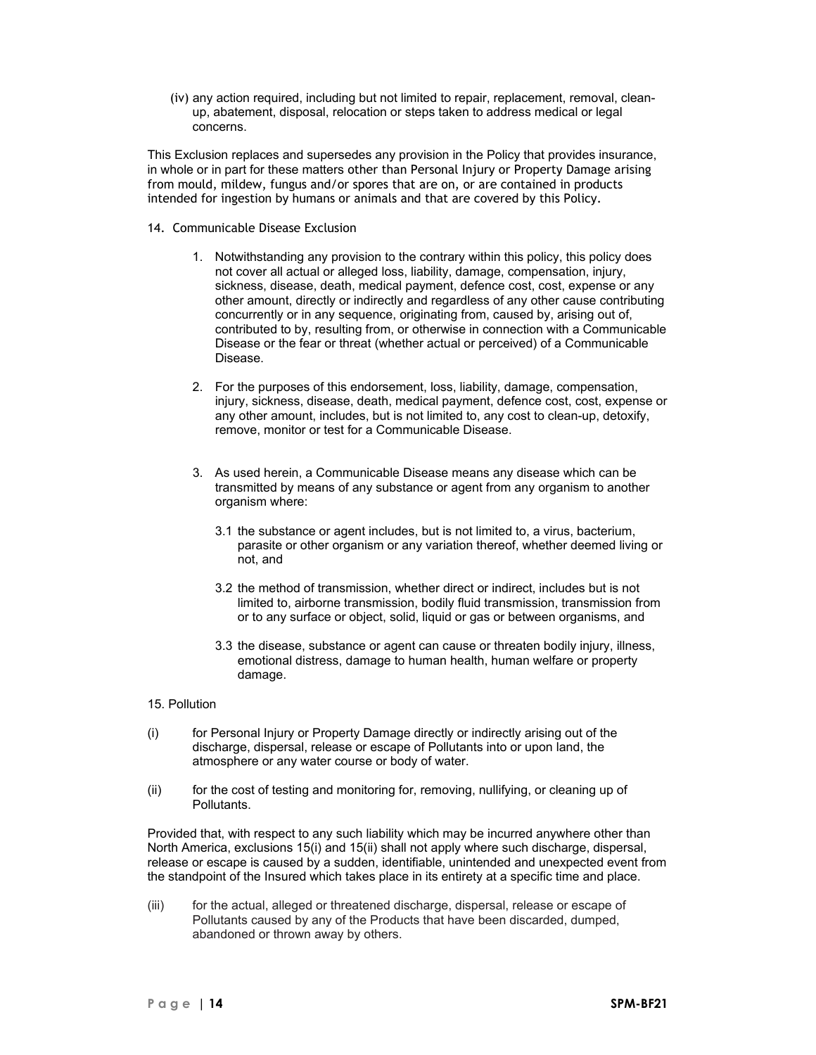(iv) any action required, including but not limited to repair, replacement, removal, clean-up, abatement, disposal, relocation or steps taken to address medical or legal concerns.

This Exclusion replaces and supersedes any provision in the Policy that provides insurance, in whole or in part for these matters other than Personal Injury or Property Damage arising from mould, mildew, fungus and/or spores that are on, or are contained in products intended for ingestion by humans or animals and that are covered by this Policy.

14. Communicable Disease Exclusion

1. Notwithstanding any provision to the contrary within this policy, this policy does not cover all actual or alleged loss, liability, damage, compensation, injury, sickness, disease, death, medical payment, defence cost, cost, expense or any other amount, directly or indirectly and regardless of any other cause contributing concurrently or in any sequence, originating from, caused by, arising out of, contributed to by, resulting from, or otherwise in connection with a Communicable Disease or the fear or threat (whether actual or perceived) of a Communicable Disease.

2. For the purposes of this endorsement, loss, liability, damage, compensation, injury, sickness, disease, death, medical payment, defence cost, cost, expense or any other amount, includes, but is not limited to, any cost to clean-up, detoxify, remove, monitor or test for a Communicable Disease.

3. As used herein, a Communicable Disease means any disease which can be transmitted by means of any substance or agent from any organism to another organism where:

   3.1 the substance or agent includes, but is not limited to, a virus, bacterium, parasite or other organism or any variation thereof, whether deemed living or not, and

   3.2 the method of transmission, whether direct or indirect, includes but is not limited to, airborne transmission, bodily fluid transmission, transmission from or to any surface or object, solid, liquid or gas or between organisms, and

   3.3 the disease, substance or agent can cause or threaten bodily injury, illness, emotional distress, damage to human health, human welfare or property damage.

15. Pollution

(i) for Personal Injury or Property Damage directly or indirectly arising out of the discharge, dispersal, release or escape of Pollutants into or upon land, the atmosphere or any water course or body of water.

(ii) for the cost of testing and monitoring for, removing, nullifying, or cleaning up of Pollutants.

Provided that, with respect to any such liability which may be incurred anywhere other than North America, exclusions 15(i) and 15(ii) shall not apply where such discharge, dispersal, release or escape is caused by a sudden, identifiable, unintended and unexpected event from the standpoint of the Insured which takes place in its entirety at a specific time and place.

(iii) for the actual, alleged or threatened discharge, dispersal, release or escape of Pollutants caused by any of the Products that have been discarded, dumped, abandoned or thrown away by others.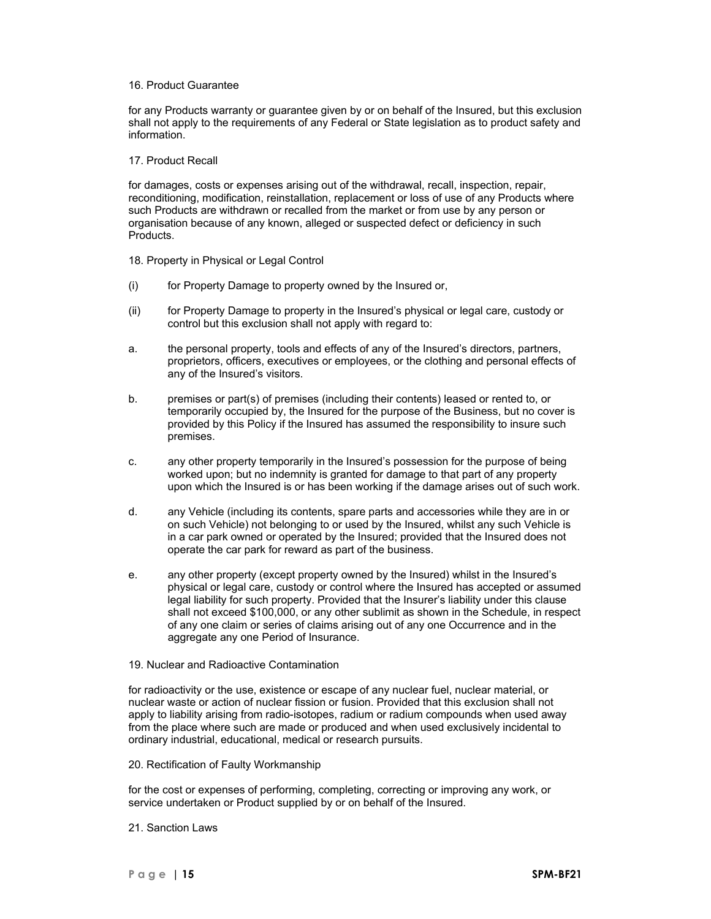16. Product Guarantee

for any Products warranty or guarantee given by or on behalf of the Insured, but this exclusion shall not apply to the requirements of any Federal or State legislation as to product safety and information.

17. Product Recall

for damages, costs or expenses arising out of the withdrawal, recall, inspection, repair, reconditioning, modification, reinstallation, replacement or loss of use of any Products where such Products are withdrawn or recalled from the market or from use by any person or organisation because of any known, alleged or suspected defect or deficiency in such Products.

18. Property in Physical or Legal Control

(i) for Property Damage to property owned by the Insured or,

(ii) for Property Damage to property in the Insured's physical or legal care, custody or control but this exclusion shall not apply with regard to:

a. the personal property, tools and effects of any of the Insured's directors, partners, proprietors, officers, executives or employees, or the clothing and personal effects of any of the Insured's visitors.

b. premises or part(s) of premises (including their contents) leased or rented to, or temporarily occupied by, the Insured for the purpose of the Business, but no cover is provided by this Policy if the Insured has assumed the responsibility to insure such premises.

c. any other property temporarily in the Insured's possession for the purpose of being worked upon; but no indemnity is granted for damage to that part of any property upon which the Insured is or has been working if the damage arises out of such work.

d. any Vehicle (including its contents, spare parts and accessories while they are in or on such Vehicle) not belonging to or used by the Insured, whilst any such Vehicle is in a car park owned or operated by the Insured; provided that the Insured does not operate the car park for reward as part of the business.

e. any other property (except property owned by the Insured) whilst in the Insured's physical or legal care, custody or control where the Insured has accepted or assumed legal liability for such property. Provided that the Insurer's liability under this clause shall not exceed $100,000, or any other sublimit as shown in the Schedule, in respect of any one claim or series of claims arising out of any one Occurrence and in the aggregate any one Period of Insurance.

19. Nuclear and Radioactive Contamination

for radioactivity or the use, existence or escape of any nuclear fuel, nuclear material, or nuclear waste or action of nuclear fission or fusion. Provided that this exclusion shall not apply to liability arising from radio-isotopes, radium or radium compounds when used away from the place where such are made or produced and when used exclusively incidental to ordinary industrial, educational, medical or research pursuits.

20. Rectification of Faulty Workmanship

for the cost or expenses of performing, completing, correcting or improving any work, or service undertaken or Product supplied by or on behalf of the Insured.

21. Sanction Laws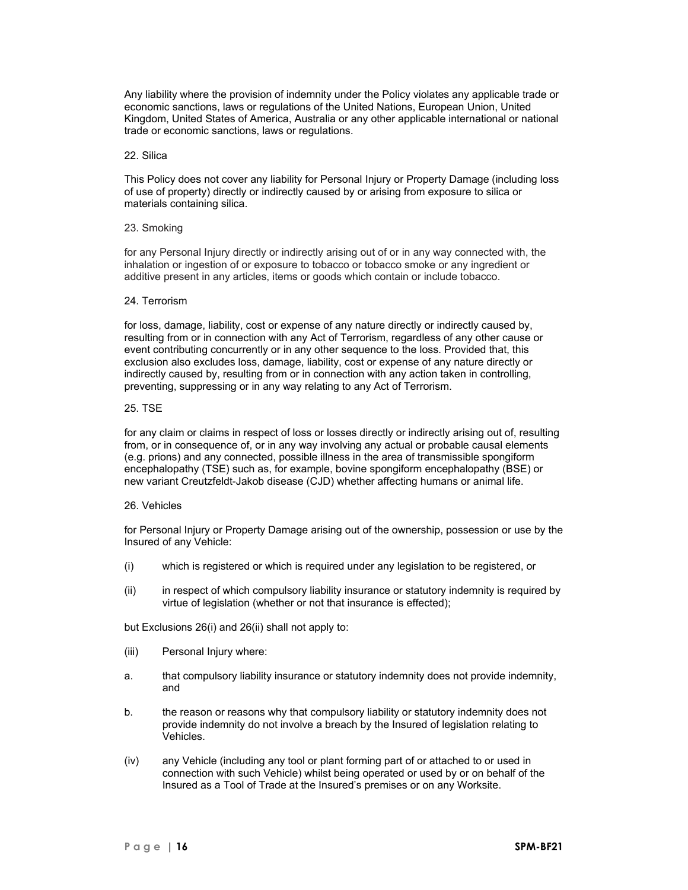Any liability where the provision of indemnity under the Policy violates any applicable trade or economic sanctions, laws or regulations of the United Nations, European Union, United Kingdom, United States of America, Australia or any other applicable international or national trade or economic sanctions, laws or regulations.

22. Silica

This Policy does not cover any liability for Personal Injury or Property Damage (including loss of use of property) directly or indirectly caused by or arising from exposure to silica or materials containing silica.

23. Smoking

for any Personal Injury directly or indirectly arising out of or in any way connected with, the inhalation or ingestion of or exposure to tobacco or tobacco smoke or any ingredient or additive present in any articles, items or goods which contain or include tobacco.

24. Terrorism

for loss, damage, liability, cost or expense of any nature directly or indirectly caused by, resulting from or in connection with any Act of Terrorism, regardless of any other cause or event contributing concurrently or in any other sequence to the loss. Provided that, this exclusion also excludes loss, damage, liability, cost or expense of any nature directly or indirectly caused by, resulting from or in connection with any action taken in controlling, preventing, suppressing or in any way relating to any Act of Terrorism.

25. TSE

for any claim or claims in respect of loss or losses directly or indirectly arising out of, resulting from, or in consequence of, or in any way involving any actual or probable causal elements (e.g. prions) and any connected, possible illness in the area of transmissible spongiform encephalopathy (TSE) such as, for example, bovine spongiform encephalopathy (BSE) or new variant Creutzfeldt-Jakob disease (CJD) whether affecting humans or animal life.

26. Vehicles

for Personal Injury or Property Damage arising out of the ownership, possession or use by the Insured of any Vehicle:

(i) which is registered or which is required under any legislation to be registered, or

(ii) in respect of which compulsory liability insurance or statutory indemnity is required by virtue of legislation (whether or not that insurance is effected);

but Exclusions 26(i) and 26(ii) shall not apply to:

(iii) Personal Injury where:

a. that compulsory liability insurance or statutory indemnity does not provide indemnity, and

b. the reason or reasons why that compulsory liability or statutory indemnity does not provide indemnity do not involve a breach by the Insured of legislation relating to Vehicles.

(iv) any Vehicle (including any tool or plant forming part of or attached to or used in connection with such Vehicle) whilst being operated or used by or on behalf of the Insured as a Tool of Trade at the Insured's premises or on any Worksite.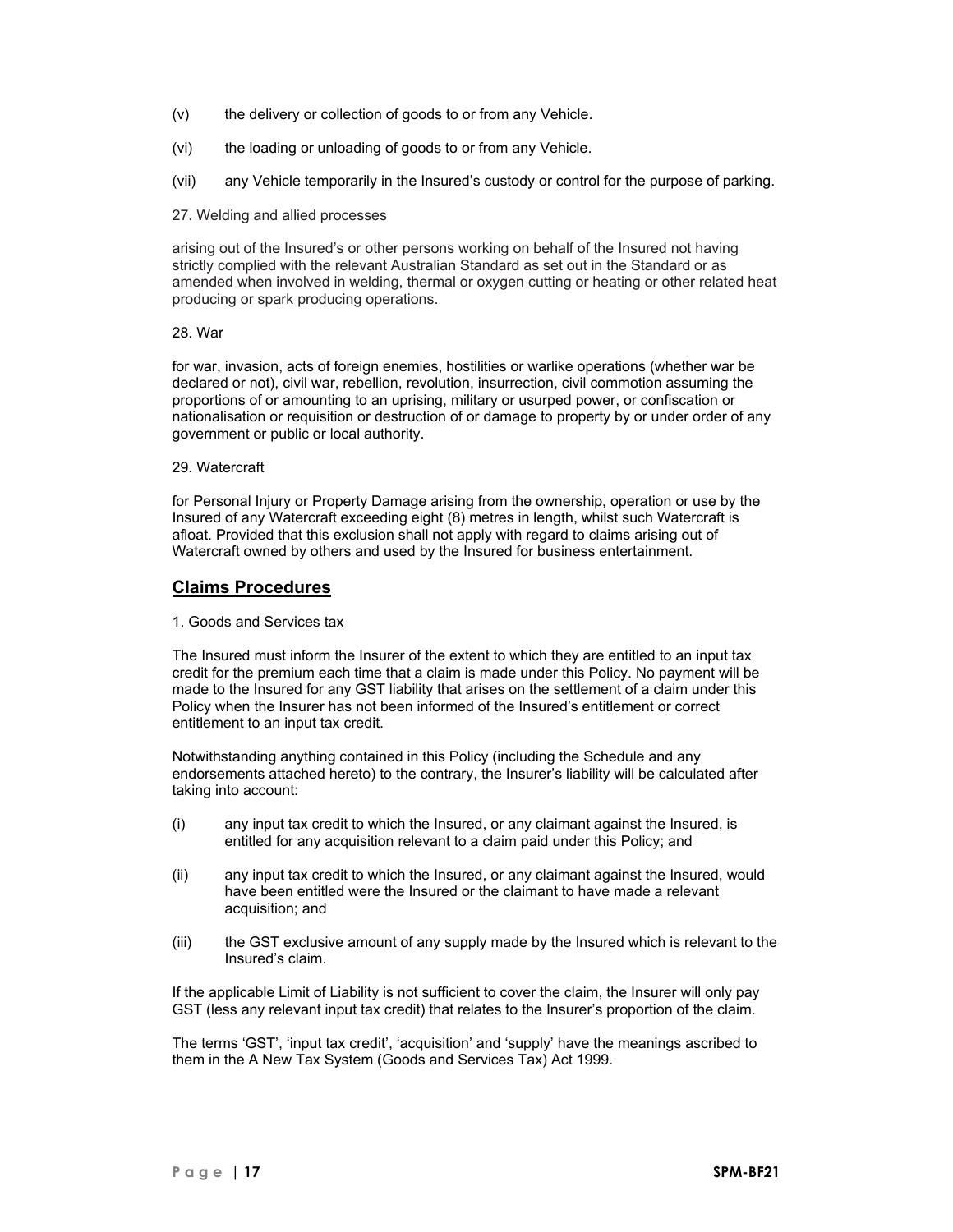(v) the delivery or collection of goods to or from any Vehicle.

(vi) the loading or unloading of goods to or from any Vehicle.

(vii) any Vehicle temporarily in the Insured's custody or control for the purpose of parking.

27. Welding and allied processes

arising out of the Insured's or other persons working on behalf of the Insured not having strictly complied with the relevant Australian Standard as set out in the Standard or as amended when involved in welding, thermal or oxygen cutting or heating or other related heat producing or spark producing operations.

28. War

for war, invasion, acts of foreign enemies, hostilities or warlike operations (whether war be declared or not), civil war, rebellion, revolution, insurrection, civil commotion assuming the proportions of or amounting to an uprising, military or usurped power, or confiscation or nationalisation or requisition or destruction of or damage to property by or under order of any government or public or local authority.

29. Watercraft

for Personal Injury or Property Damage arising from the ownership, operation or use by the Insured of any Watercraft exceeding eight (8) metres in length, whilst such Watercraft is afloat. Provided that this exclusion shall not apply with regard to claims arising out of Watercraft owned by others and used by the Insured for business entertainment.

## Claims Procedures

1. Goods and Services tax

The Insured must inform the Insurer of the extent to which they are entitled to an input tax credit for the premium each time that a claim is made under this Policy. No payment will be made to the Insured for any GST liability that arises on the settlement of a claim under this Policy when the Insurer has not been informed of the Insured's entitlement or correct entitlement to an input tax credit.

Notwithstanding anything contained in this Policy (including the Schedule and any endorsements attached hereto) to the contrary, the Insurer's liability will be calculated after taking into account:

(i) any input tax credit to which the Insured, or any claimant against the Insured, is entitled for any acquisition relevant to a claim paid under this Policy; and

(ii) any input tax credit to which the Insured, or any claimant against the Insured, would have been entitled were the Insured or the claimant to have made a relevant acquisition; and

(iii) the GST exclusive amount of any supply made by the Insured which is relevant to the Insured's claim.

If the applicable Limit of Liability is not sufficient to cover the claim, the Insurer will only pay GST (less any relevant input tax credit) that relates to the Insurer's proportion of the claim.

The terms 'GST', 'input tax credit', 'acquisition' and 'supply' have the meanings ascribed to them in the A New Tax System (Goods and Services Tax) Act 1999.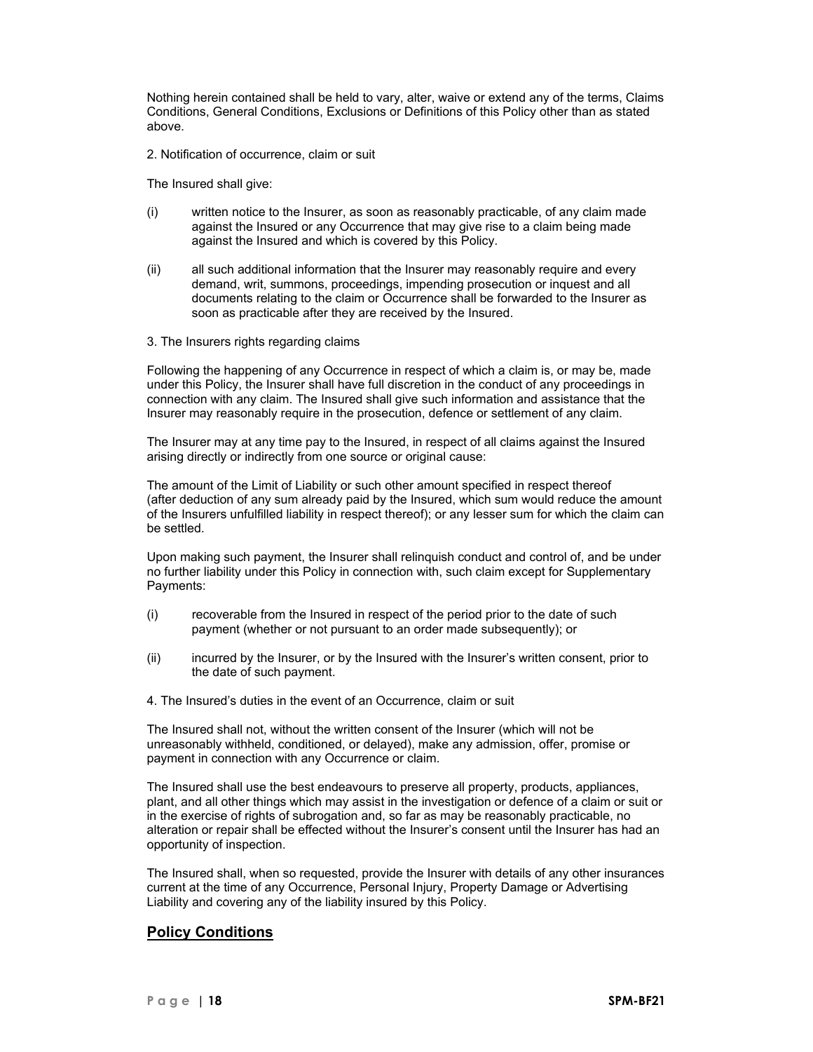Nothing herein contained shall be held to vary, alter, waive or extend any of the terms, Claims Conditions, General Conditions, Exclusions or Definitions of this Policy other than as stated above.

2. Notification of occurrence, claim or suit

The Insured shall give:

(i) written notice to the Insurer, as soon as reasonably practicable, of any claim made against the Insured or any Occurrence that may give rise to a claim being made against the Insured and which is covered by this Policy.

(ii) all such additional information that the Insurer may reasonably require and every demand, writ, summons, proceedings, impending prosecution or inquest and all documents relating to the claim or Occurrence shall be forwarded to the Insurer as soon as practicable after they are received by the Insured.

3. The Insurers rights regarding claims

Following the happening of any Occurrence in respect of which a claim is, or may be, made under this Policy, the Insurer shall have full discretion in the conduct of any proceedings in connection with any claim. The Insured shall give such information and assistance that the Insurer may reasonably require in the prosecution, defence or settlement of any claim.

The Insurer may at any time pay to the Insured, in respect of all claims against the Insured arising directly or indirectly from one source or original cause:

The amount of the Limit of Liability or such other amount specified in respect thereof (after deduction of any sum already paid by the Insured, which sum would reduce the amount of the Insurers unfulfilled liability in respect thereof); or any lesser sum for which the claim can be settled.

Upon making such payment, the Insurer shall relinquish conduct and control of, and be under no further liability under this Policy in connection with, such claim except for Supplementary Payments:

(i) recoverable from the Insured in respect of the period prior to the date of such payment (whether or not pursuant to an order made subsequently); or

(ii) incurred by the Insurer, or by the Insured with the Insurer's written consent, prior to the date of such payment.

4. The Insured's duties in the event of an Occurrence, claim or suit

The Insured shall not, without the written consent of the Insurer (which will not be unreasonably withheld, conditioned, or delayed), make any admission, offer, promise or payment in connection with any Occurrence or claim.

The Insured shall use the best endeavours to preserve all property, products, appliances, plant, and all other things which may assist in the investigation or defence of a claim or suit or in the exercise of rights of subrogation and, so far as may be reasonably practicable, no alteration or repair shall be effected without the Insurer's consent until the Insurer has had an opportunity of inspection.

The Insured shall, when so requested, provide the Insurer with details of any other insurances current at the time of any Occurrence, Personal Injury, Property Damage or Advertising Liability and covering any of the liability insured by this Policy.

## Policy Conditions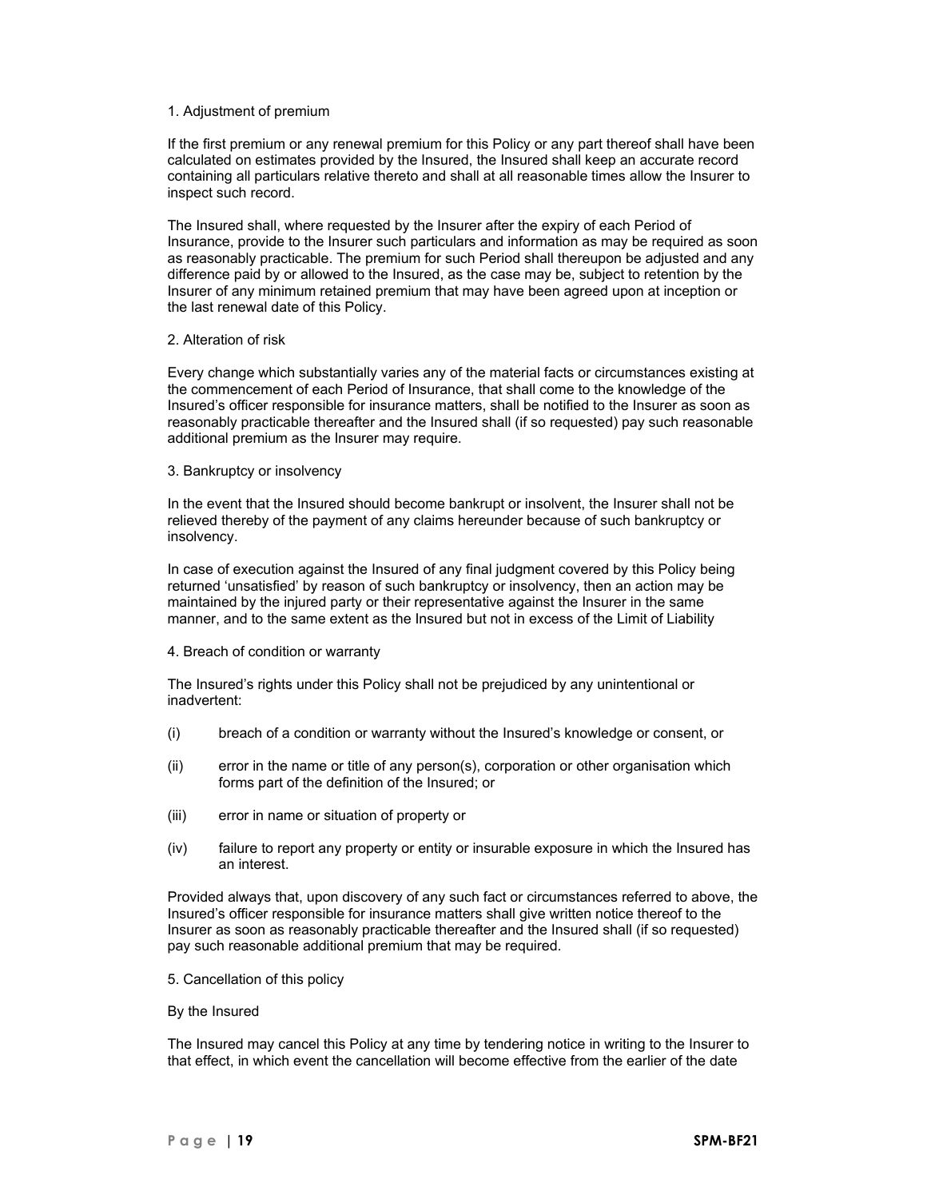### 1. Adjustment of premium

If the first premium or any renewal premium for this Policy or any part thereof shall have been calculated on estimates provided by the Insured, the Insured shall keep an accurate record containing all particulars relative thereto and shall at all reasonable times allow the Insurer to inspect such record.

The Insured shall, where requested by the Insurer after the expiry of each Period of Insurance, provide to the Insurer such particulars and information as may be required as soon as reasonably practicable. The premium for such Period shall thereupon be adjusted and any difference paid by or allowed to the Insured, as the case may be, subject to retention by the Insurer of any minimum retained premium that may have been agreed upon at inception or the last renewal date of this Policy.

### 2. Alteration of risk

Every change which substantially varies any of the material facts or circumstances existing at the commencement of each Period of Insurance, that shall come to the knowledge of the Insured's officer responsible for insurance matters, shall be notified to the Insurer as soon as reasonably practicable thereafter and the Insured shall (if so requested) pay such reasonable additional premium as the Insurer may require.

### 3. Bankruptcy or insolvency

In the event that the Insured should become bankrupt or insolvent, the Insurer shall not be relieved thereby of the payment of any claims hereunder because of such bankruptcy or insolvency.

In case of execution against the Insured of any final judgment covered by this Policy being returned 'unsatisfied' by reason of such bankruptcy or insolvency, then an action may be maintained by the injured party or their representative against the Insurer in the same manner, and to the same extent as the Insured but not in excess of the Limit of Liability

### 4. Breach of condition or warranty

The Insured's rights under this Policy shall not be prejudiced by any unintentional or inadvertent:

(i) breach of a condition or warranty without the Insured's knowledge or consent, or

(ii) error in the name or title of any person(s), corporation or other organisation which forms part of the definition of the Insured; or

(iii) error in name or situation of property or

(iv) failure to report any property or entity or insurable exposure in which the Insured has an interest.

Provided always that, upon discovery of any such fact or circumstances referred to above, the Insured's officer responsible for insurance matters shall give written notice thereof to the Insurer as soon as reasonably practicable thereafter and the Insured shall (if so requested) pay such reasonable additional premium that may be required.

### 5. Cancellation of this policy

By the Insured

The Insured may cancel this Policy at any time by tendering notice in writing to the Insurer to that effect, in which event the cancellation will become effective from the earlier of the date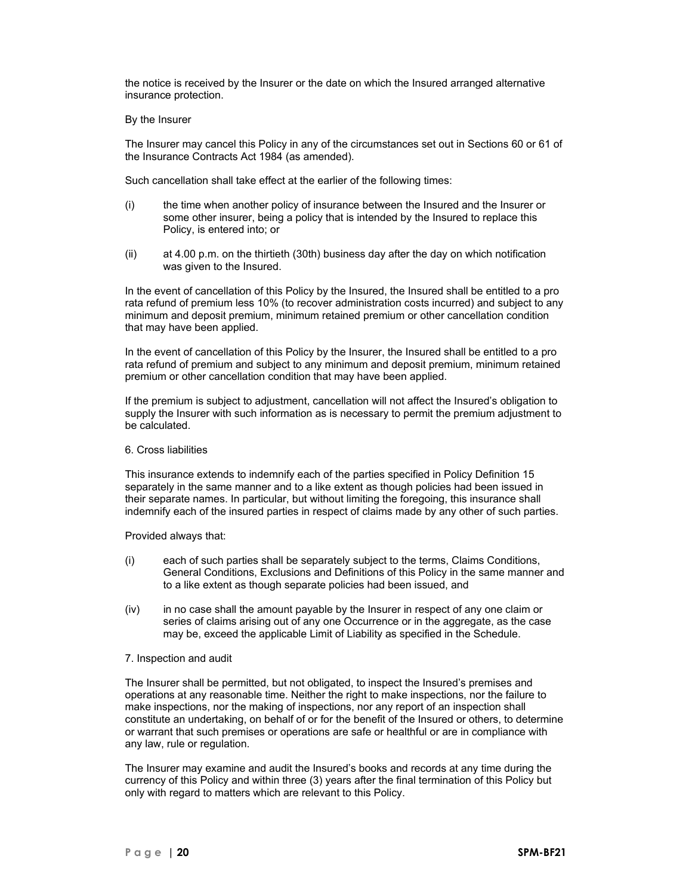the notice is received by the Insurer or the date on which the Insured arranged alternative insurance protection.

By the Insurer

The Insurer may cancel this Policy in any of the circumstances set out in Sections 60 or 61 of the Insurance Contracts Act 1984 (as amended).

Such cancellation shall take effect at the earlier of the following times:

(i) the time when another policy of insurance between the Insured and the Insurer or some other insurer, being a policy that is intended by the Insured to replace this Policy, is entered into; or

(ii) at 4.00 p.m. on the thirtieth (30th) business day after the day on which notification was given to the Insured.

In the event of cancellation of this Policy by the Insured, the Insured shall be entitled to a pro rata refund of premium less 10% (to recover administration costs incurred) and subject to any minimum and deposit premium, minimum retained premium or other cancellation condition that may have been applied.

In the event of cancellation of this Policy by the Insurer, the Insured shall be entitled to a pro rata refund of premium and subject to any minimum and deposit premium, minimum retained premium or other cancellation condition that may have been applied.

If the premium is subject to adjustment, cancellation will not affect the Insured's obligation to supply the Insurer with such information as is necessary to permit the premium adjustment to be calculated.

6. Cross liabilities

This insurance extends to indemnify each of the parties specified in Policy Definition 15 separately in the same manner and to a like extent as though policies had been issued in their separate names. In particular, but without limiting the foregoing, this insurance shall indemnify each of the insured parties in respect of claims made by any other of such parties.

Provided always that:

(i) each of such parties shall be separately subject to the terms, Claims Conditions, General Conditions, Exclusions and Definitions of this Policy in the same manner and to a like extent as though separate policies had been issued, and

(iv) in no case shall the amount payable by the Insurer in respect of any one claim or series of claims arising out of any one Occurrence or in the aggregate, as the case may be, exceed the applicable Limit of Liability as specified in the Schedule.

7. Inspection and audit

The Insurer shall be permitted, but not obligated, to inspect the Insured's premises and operations at any reasonable time. Neither the right to make inspections, nor the failure to make inspections, nor the making of inspections, nor any report of an inspection shall constitute an undertaking, on behalf of or for the benefit of the Insured or others, to determine or warrant that such premises or operations are safe or healthful or are in compliance with any law, rule or regulation.

The Insurer may examine and audit the Insured's books and records at any time during the currency of this Policy and within three (3) years after the final termination of this Policy but only with regard to matters which are relevant to this Policy.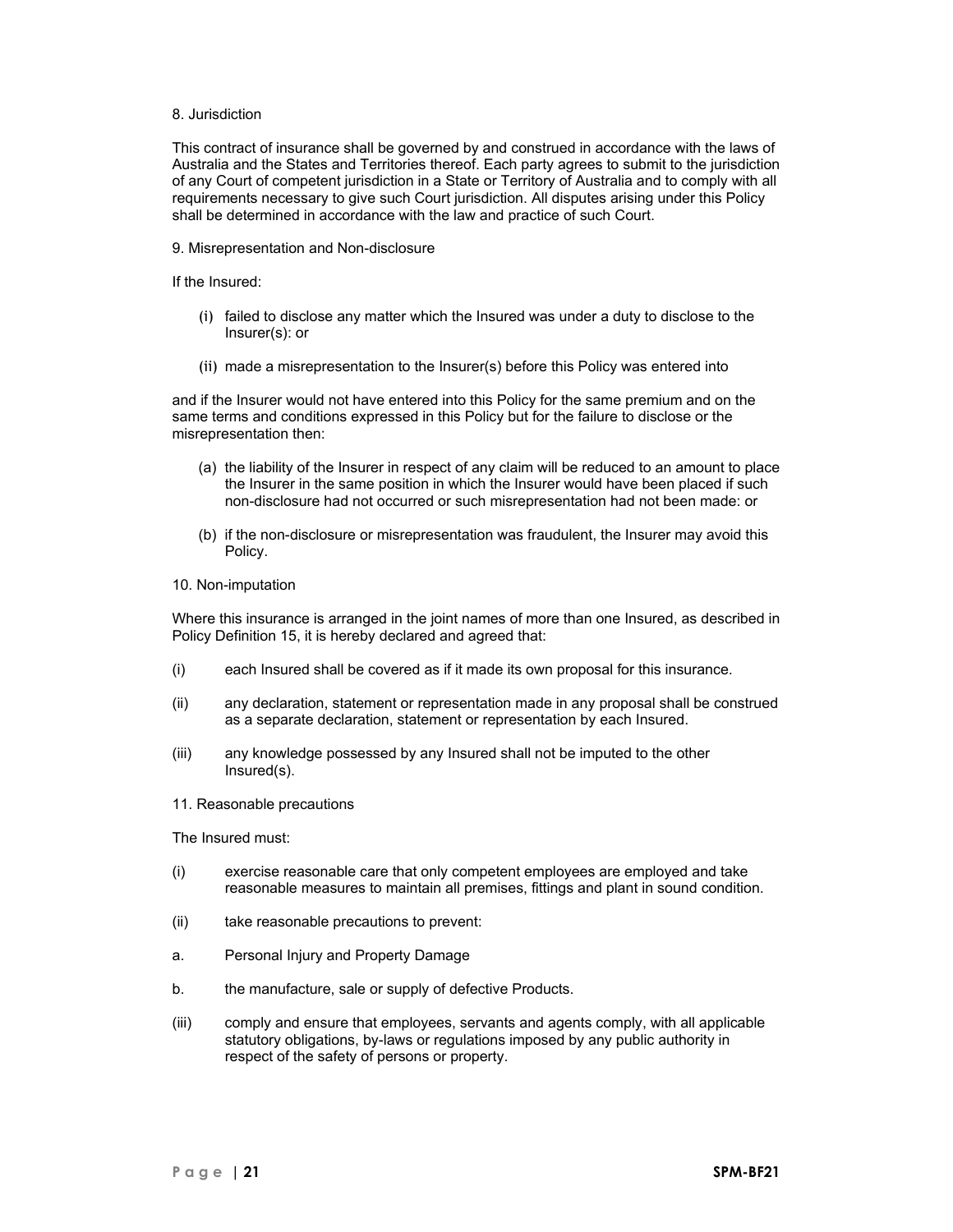8. Jurisdiction

This contract of insurance shall be governed by and construed in accordance with the laws of Australia and the States and Territories thereof. Each party agrees to submit to the jurisdiction of any Court of competent jurisdiction in a State or Territory of Australia and to comply with all requirements necessary to give such Court jurisdiction. All disputes arising under this Policy shall be determined in accordance with the law and practice of such Court.

9. Misrepresentation and Non-disclosure

If the Insured:

(i) failed to disclose any matter which the Insured was under a duty to disclose to the Insurer(s): or

(ii) made a misrepresentation to the Insurer(s) before this Policy was entered into

and if the Insurer would not have entered into this Policy for the same premium and on the same terms and conditions expressed in this Policy but for the failure to disclose or the misrepresentation then:

(a) the liability of the Insurer in respect of any claim will be reduced to an amount to place the Insurer in the same position in which the Insurer would have been placed if such non-disclosure had not occurred or such misrepresentation had not been made: or

(b) if the non-disclosure or misrepresentation was fraudulent, the Insurer may avoid this Policy.

10. Non-imputation

Where this insurance is arranged in the joint names of more than one Insured, as described in Policy Definition 15, it is hereby declared and agreed that:

(i) each Insured shall be covered as if it made its own proposal for this insurance.

(ii) any declaration, statement or representation made in any proposal shall be construed as a separate declaration, statement or representation by each Insured.

(iii) any knowledge possessed by any Insured shall not be imputed to the other Insured(s).

11. Reasonable precautions

The Insured must:

(i) exercise reasonable care that only competent employees are employed and take reasonable measures to maintain all premises, fittings and plant in sound condition.

(ii) take reasonable precautions to prevent:

a. Personal Injury and Property Damage

b. the manufacture, sale or supply of defective Products.

(iii) comply and ensure that employees, servants and agents comply, with all applicable statutory obligations, by-laws or regulations imposed by any public authority in respect of the safety of persons or property.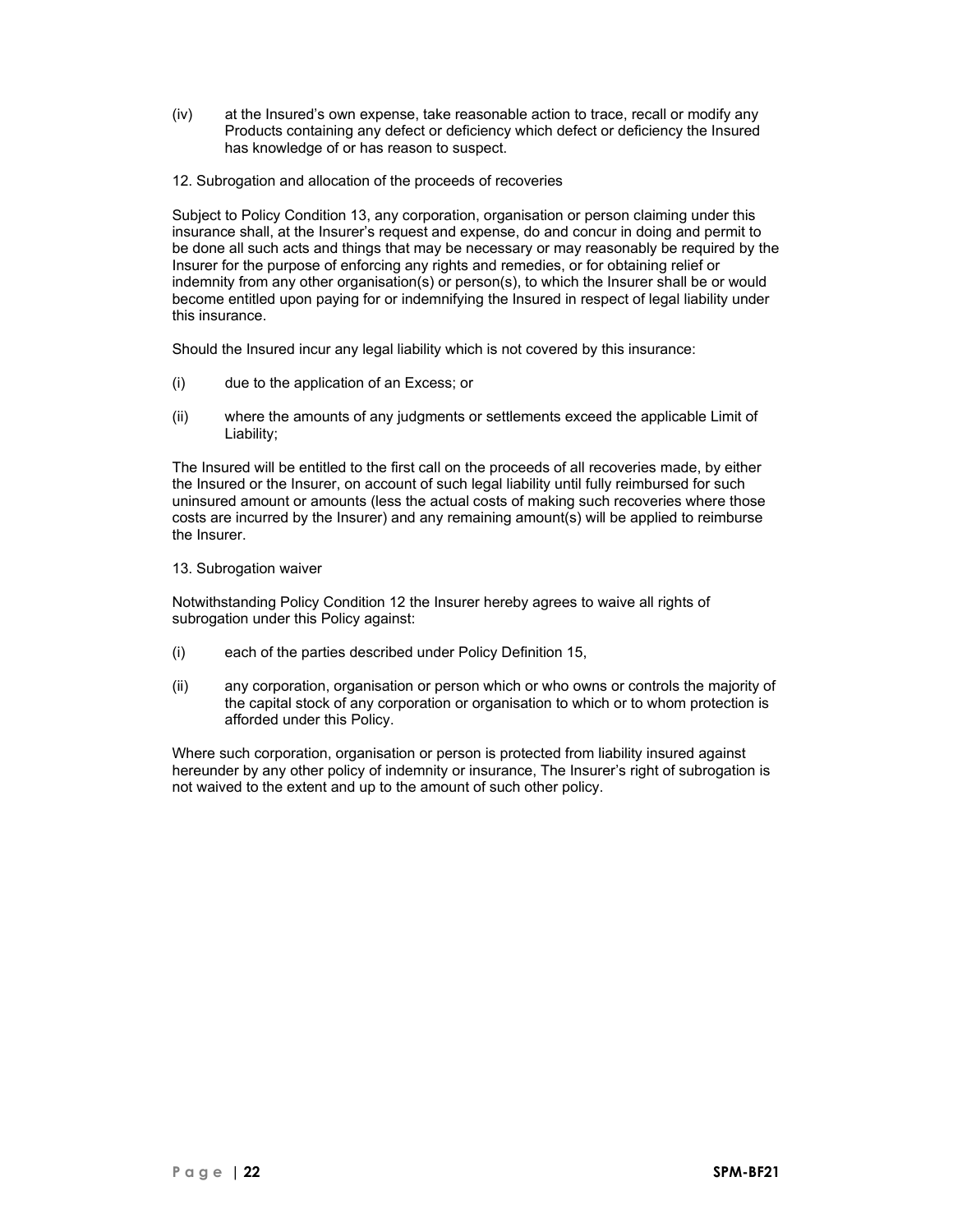(iv) at the Insured's own expense, take reasonable action to trace, recall or modify any Products containing any defect or deficiency which defect or deficiency the Insured has knowledge of or has reason to suspect.

12. Subrogation and allocation of the proceeds of recoveries

Subject to Policy Condition 13, any corporation, organisation or person claiming under this insurance shall, at the Insurer's request and expense, do and concur in doing and permit to be done all such acts and things that may be necessary or may reasonably be required by the Insurer for the purpose of enforcing any rights and remedies, or for obtaining relief or indemnity from any other organisation(s) or person(s), to which the Insurer shall be or would become entitled upon paying for or indemnifying the Insured in respect of legal liability under this insurance.

Should the Insured incur any legal liability which is not covered by this insurance:

(i) due to the application of an Excess; or

(ii) where the amounts of any judgments or settlements exceed the applicable Limit of Liability;

The Insured will be entitled to the first call on the proceeds of all recoveries made, by either the Insured or the Insurer, on account of such legal liability until fully reimbursed for such uninsured amount or amounts (less the actual costs of making such recoveries where those costs are incurred by the Insurer) and any remaining amount(s) will be applied to reimburse the Insurer.

13. Subrogation waiver

Notwithstanding Policy Condition 12 the Insurer hereby agrees to waive all rights of subrogation under this Policy against:

(i) each of the parties described under Policy Definition 15,

(ii) any corporation, organisation or person which or who owns or controls the majority of the capital stock of any corporation or organisation to which or to whom protection is afforded under this Policy.

Where such corporation, organisation or person is protected from liability insured against hereunder by any other policy of indemnity or insurance, The Insurer's right of subrogation is not waived to the extent and up to the amount of such other policy.